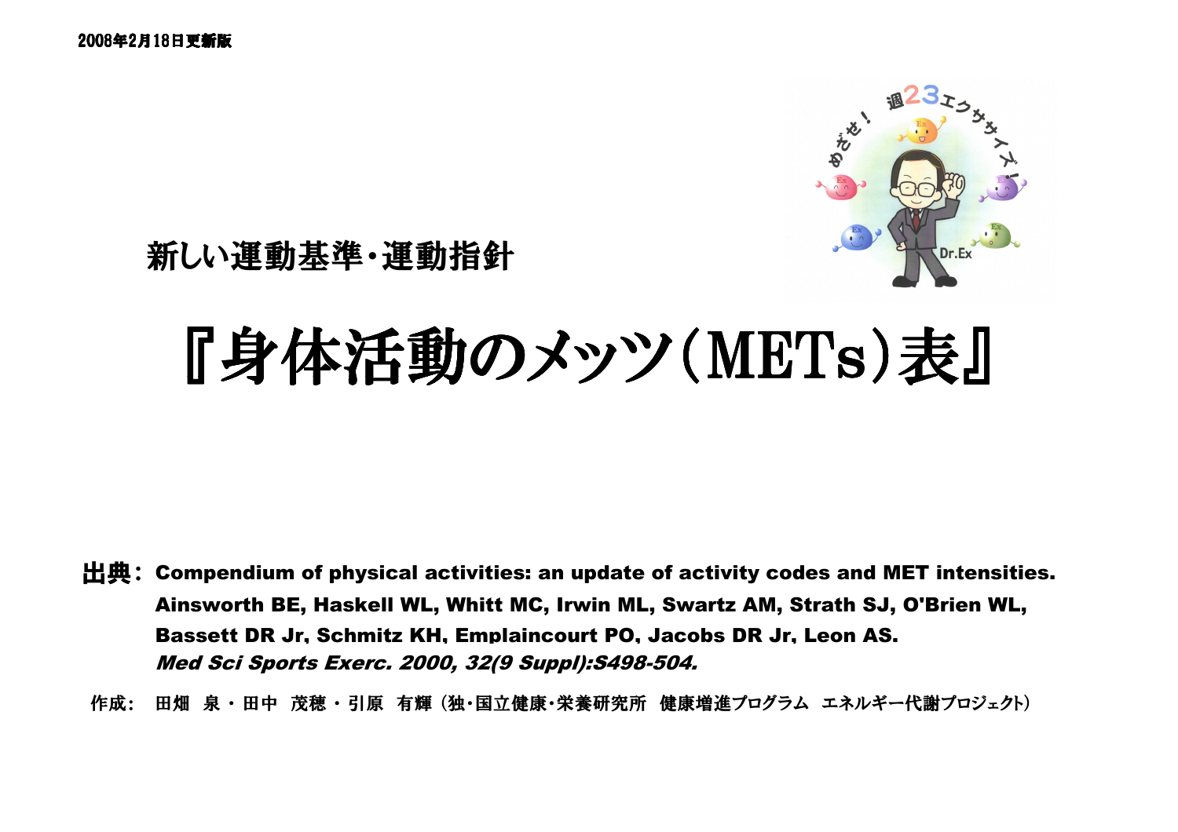2008年2月18日更新版

## 新しい運動基準・運動指針

# 『身体活動のメッツ(METs)表』

**出典：** **Compendium of physical activities: an update of activity codes and MET intensities. Ainsworth BE, Haskell WL, Whitt MC, Irwin ML, Swartz AM, Strath SJ, O'Brien WL, Bassett DR Jr, Schmitz KH, Emplaincourt PO, Jacobs DR Jr, Leon AS.**
***Med Sci Sports Exerc. 2000, 32(9 Suppl):S498-504.***

作成： 田畑 泉・田中 茂穂・引原 有輝（独･国立健康･栄養研究所 健康増進プログラム エネルギー代謝プロジェクト）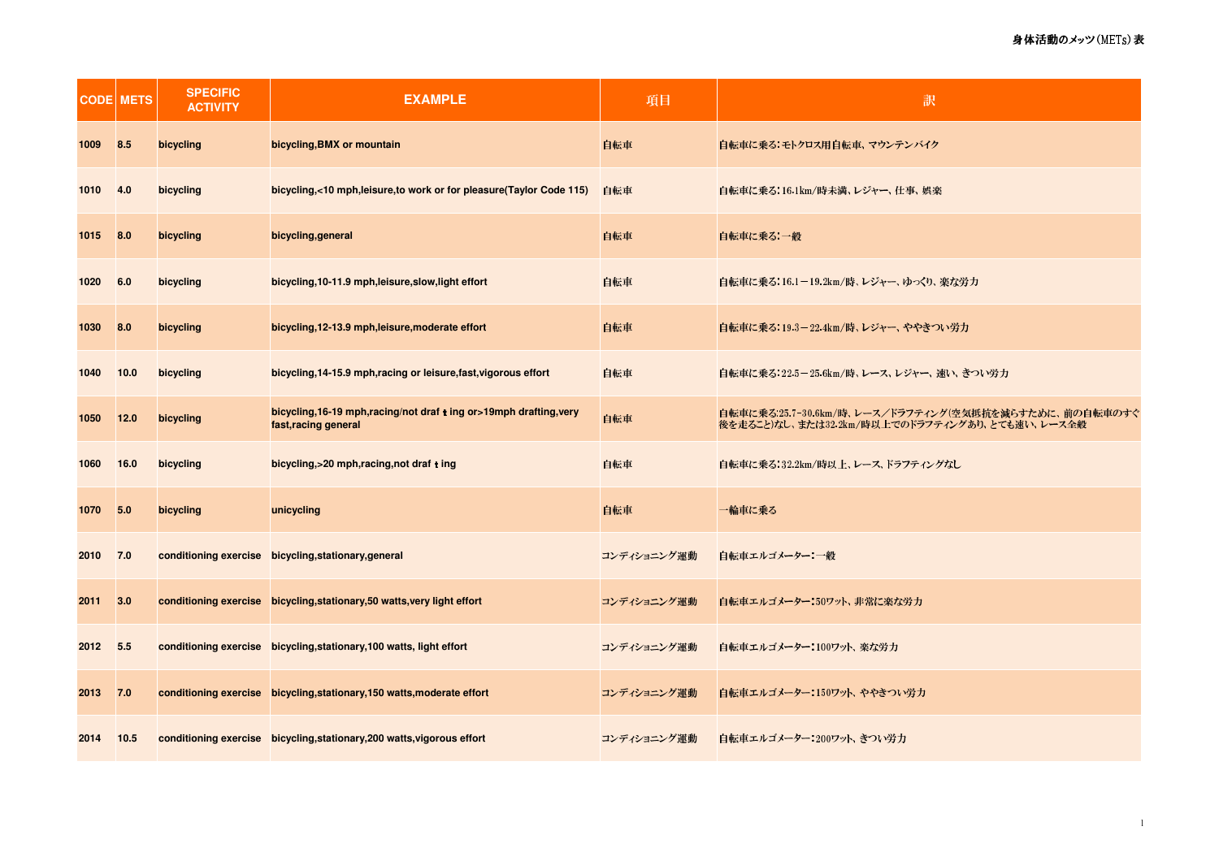| CODE | METS | SPECIFIC ACTIVITY | EXAMPLE | 項目 | 訳 |
|---|---|---|---|---|---|
| 1009 | 8.5 | bicycling | bicycling,BMX or mountain | 自転車 | 自転車に乗る：モトクロス用自転車、マウンテンバイク |
| 1010 | 4.0 | bicycling | bicycling,<10 mph,leisure,to work or for pleasure(Taylor Code 115) | 自転車 | 自転車に乗る：16.1km/時未満、レジャー、仕事、娯楽 |
| 1015 | 8.0 | bicycling | bicycling,general | 自転車 | 自転車に乗る：一般 |
| 1020 | 6.0 | bicycling | bicycling,10-11.9 mph,leisure,slow,light effort | 自転車 | 自転車に乗る：16.1－19.2km/時、レジャー、ゆっくり、楽な労力 |
| 1030 | 8.0 | bicycling | bicycling,12-13.9 mph,leisure,moderate effort | 自転車 | 自転車に乗る：19.3－22.4km/時、レジャー、ややきつい労力 |
| 1040 | 10.0 | bicycling | bicycling,14-15.9 mph,racing or leisure,fast,vigorous effort | 自転車 | 自転車に乗る：22.5－25.6km/時、レース、レジャー、速い、きつい労力 |
| 1050 | 12.0 | bicycling | bicycling,16-19 mph,racing/not draf t ing or>19mph drafting,very fast,racing general | 自転車 | 自転車に乗る:25.7-30.6km/時、レース／ドラフティング(空気抵抗を減らすために、前の自転車のすぐ後を走ること)なし、または32.2km/時以上でのドラフティングあり、とても速い、レース全般 |
| 1060 | 16.0 | bicycling | bicycling,>20 mph,racing,not draf t ing | 自転車 | 自転車に乗る：32.2km/時以上、レース、ドラフティングなし |
| 1070 | 5.0 | bicycling | unicycling | 自転車 | 一輪車に乗る |
| 2010 | 7.0 | conditioning exercise | bicycling,stationary,general | コンディショニング運動 | 自転車エルゴメーター：一般 |
| 2011 | 3.0 | conditioning exercise | bicycling,stationary,50 watts,very light effort | コンディショニング運動 | 自転車エルゴメーター：50ワット、非常に楽な労力 |
| 2012 | 5.5 | conditioning exercise | bicycling,stationary,100 watts, light effort | コンディショニング運動 | 自転車エルゴメーター：100ワット、楽な労力 |
| 2013 | 7.0 | conditioning exercise | bicycling,stationary,150 watts,moderate effort | コンディショニング運動 | 自転車エルゴメーター：150ワット、ややきつい労力 |
| 2014 | 10.5 | conditioning exercise | bicycling,stationary,200 watts,vigorous effort | コンディショニング運動 | 自転車エルゴメーター：200ワット、きつい労力 |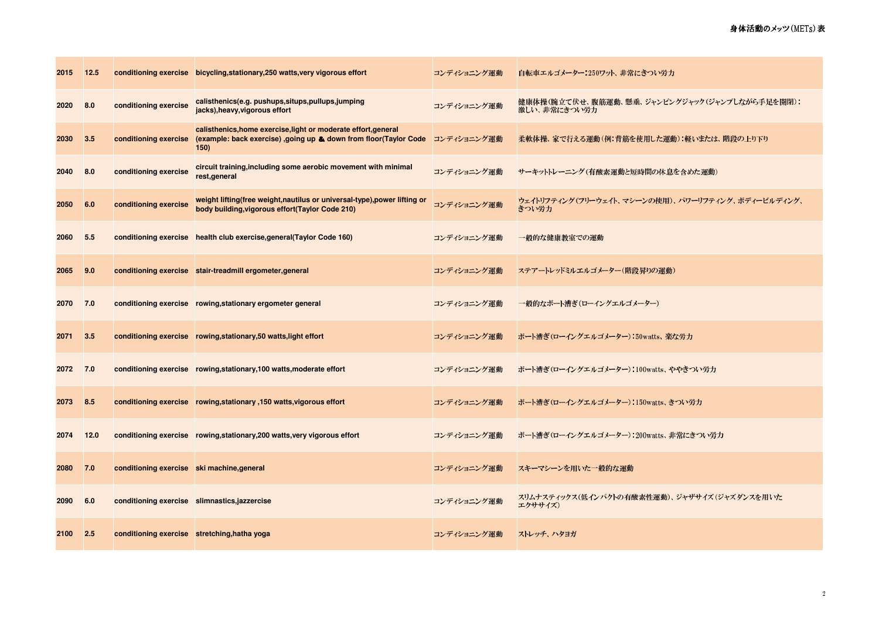| 2015 | 12.5 | conditioning exercise | bicycling,stationary,250 watts,very vigorous effort | コンディショニング運動 | 自転車エルゴメーター：250ワット、非常にきつい労力 |
|---|---|---|---|---|---|
| 2020 | 8.0 | conditioning exercise | calisthenics(e.g. pushups,situps,pullups,jumping jacks),heavy,vigorous effort | コンディショニング運動 | 健康体操(腕立て伏せ、腹筋運動、懸垂、ジャンピングジャック(ジャンプしながら手足を開閉)：激しい、非常にきつい労力 |
| 2030 | 3.5 | conditioning exercise | calisthenics,home exercise,light or moderate effort,general (example: back exercise) ,going up & down from floor(Taylor Code 150) | コンディショニング運動 | 柔軟体操、家で行える運動(例：背筋を使用した運動)：軽いまたは、階段の上り下り |
| 2040 | 8.0 | conditioning exercise | circuit training,including some aerobic movement with minimal rest,general | コンディショニング運動 | サーキットトレーニング(有酸素運動と短時間の休息を含めた運動) |
| 2050 | 6.0 | conditioning exercise | weight lifting(free weight,nautilus or universal-type),power lifting or body building,vigorous effort(Taylor Code 210) | コンディショニング運動 | ウェイトリフティング(フリーウェイト、マシーンの使用)、パワーリフティング、ボディービルディング、きつい労力 |
| 2060 | 5.5 | conditioning exercise | health club exercise,general(Taylor Code 160) | コンディショニング運動 | 一般的な健康教室での運動 |
| 2065 | 9.0 | conditioning exercise | stair-treadmill ergometer,general | コンディショニング運動 | ステアートレッドミルエルゴメーター(階段昇りの運動) |
| 2070 | 7.0 | conditioning exercise | rowing,stationary ergometer general | コンディショニング運動 | 一般的なボート漕ぎ(ローイングエルゴメーター) |
| 2071 | 3.5 | conditioning exercise | rowing,stationary,50 watts,light effort | コンディショニング運動 | ボート漕ぎ(ローイングエルゴメーター)：50watts、楽な労力 |
| 2072 | 7.0 | conditioning exercise | rowing,stationary,100 watts,moderate effort | コンディショニング運動 | ボート漕ぎ(ローイングエルゴメーター)：100watts、ややきつい労力 |
| 2073 | 8.5 | conditioning exercise | rowing,stationary ,150 watts,vigorous effort | コンディショニング運動 | ボート漕ぎ(ローイングエルゴメーター)：150watts、きつい労力 |
| 2074 | 12.0 | conditioning exercise | rowing,stationary,200 watts,very vigorous effort | コンディショニング運動 | ボート漕ぎ(ローイングエルゴメーター)：200watts、非常にきつい労力 |
| 2080 | 7.0 | conditioning exercise | ski machine,general | コンディショニング運動 | スキーマシーンを用いた一般的な運動 |
| 2090 | 6.0 | conditioning exercise | slimnastics,jazzercise | コンディショニング運動 | スリムナスティックス(低インパクトの有酸素性運動)、ジャザサイズ(ジャズダンスを用いたエクササイズ) |
| 2100 | 2.5 | conditioning exercise | stretching,hatha yoga | コンディショニング運動 | ストレッチ、ハタヨガ |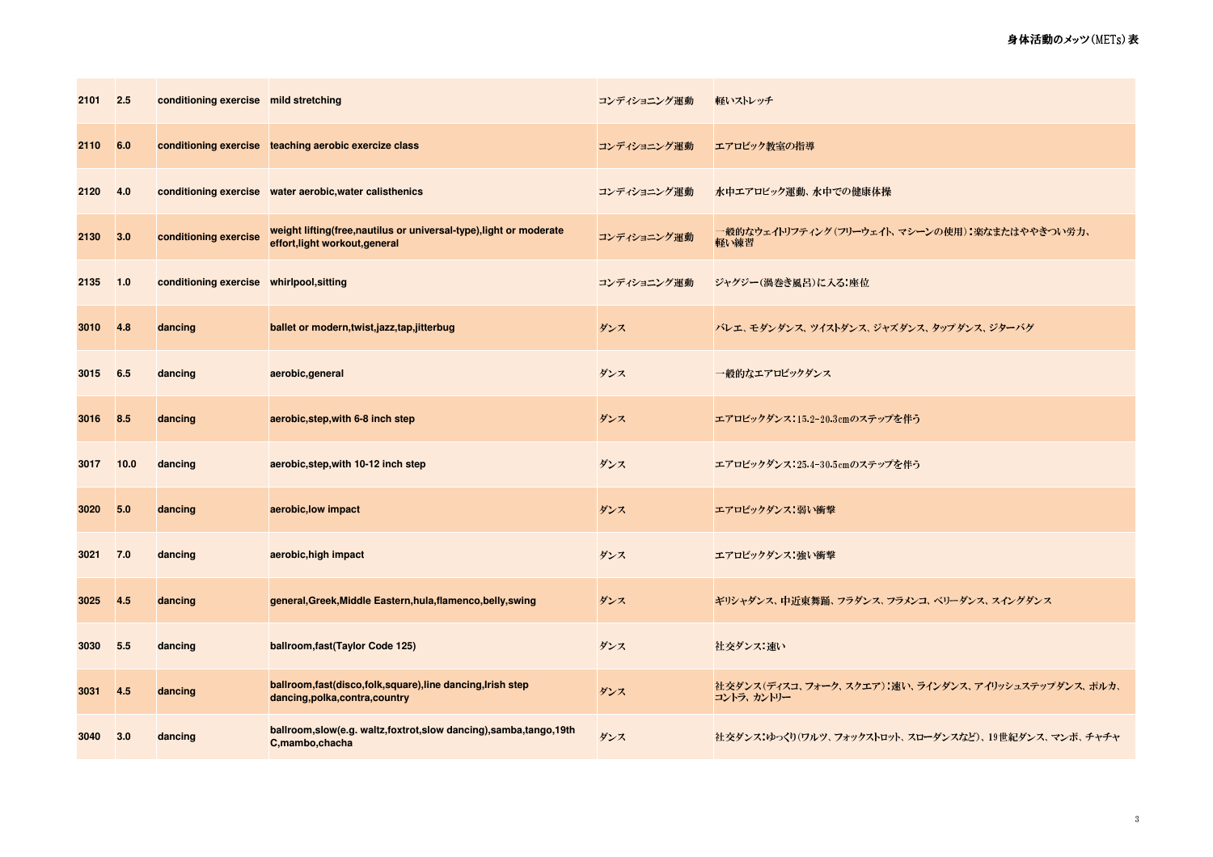| 2101 | 2.5 | conditioning exercise | mild stretching | コンディショニング運動 | 軽いストレッチ |
|---|---|---|---|---|---|
| 2110 | 6.0 | conditioning exercise | teaching aerobic exercize class | コンディショニング運動 | エアロビック教室の指導 |
| 2120 | 4.0 | conditioning exercise | water aerobic,water calisthenics | コンディショニング運動 | 水中エアロビック運動、水中での健康体操 |
| 2130 | 3.0 | conditioning exercise | weight lifting(free,nautilus or universal-type),light or moderate effort,light workout,general | コンディショニング運動 | 一般的なウェイトリフティング（フリーウェイト、マシーンの使用）：楽なまたはややきつい労力、軽い練習 |
| 2135 | 1.0 | conditioning exercise | whirlpool,sitting | コンディショニング運動 | ジャグジー（渦巻き風呂）に入る：座位 |
| 3010 | 4.8 | dancing | ballet or modern,twist,jazz,tap,jitterbug | ダンス | バレエ、モダンダンス、ツイストダンス、ジャズダンス、タップダンス、ジターバグ |
| 3015 | 6.5 | dancing | aerobic,general | ダンス | 一般的なエアロビックダンス |
| 3016 | 8.5 | dancing | aerobic,step,with 6-8 inch step | ダンス | エアロビックダンス：15.2-20.3cmのステップを伴う |
| 3017 | 10.0 | dancing | aerobic,step,with 10-12 inch step | ダンス | エアロビックダンス：25.4-30.5cmのステップを伴う |
| 3020 | 5.0 | dancing | aerobic,low impact | ダンス | エアロビックダンス：弱い衝撃 |
| 3021 | 7.0 | dancing | aerobic,high impact | ダンス | エアロビックダンス：強い衝撃 |
| 3025 | 4.5 | dancing | general,Greek,Middle Eastern,hula,flamenco,belly,swing | ダンス | ギリシャダンス、中近東舞踊、フラダンス、フラメンコ、ベリーダンス、スイングダンス |
| 3030 | 5.5 | dancing | ballroom,fast(Taylor Code 125) | ダンス | 社交ダンス：速い |
| 3031 | 4.5 | dancing | ballroom,fast(disco,folk,square),line dancing,Irish step dancing,polka,contra,country | ダンス | 社交ダンス（ディスコ、フォーク、スクエア）：速い、ラインダンス、アイリッシュステップダンス、ポルカ、コントラ、カントリー |
| 3040 | 3.0 | dancing | ballroom,slow(e.g. waltz,foxtrot,slow dancing),samba,tango,19th C,mambo,chacha | ダンス | 社交ダンス：ゆっくり（ワルツ、フォックストロット、スローダンスなど）、19世紀ダンス、マンボ、チャチャ |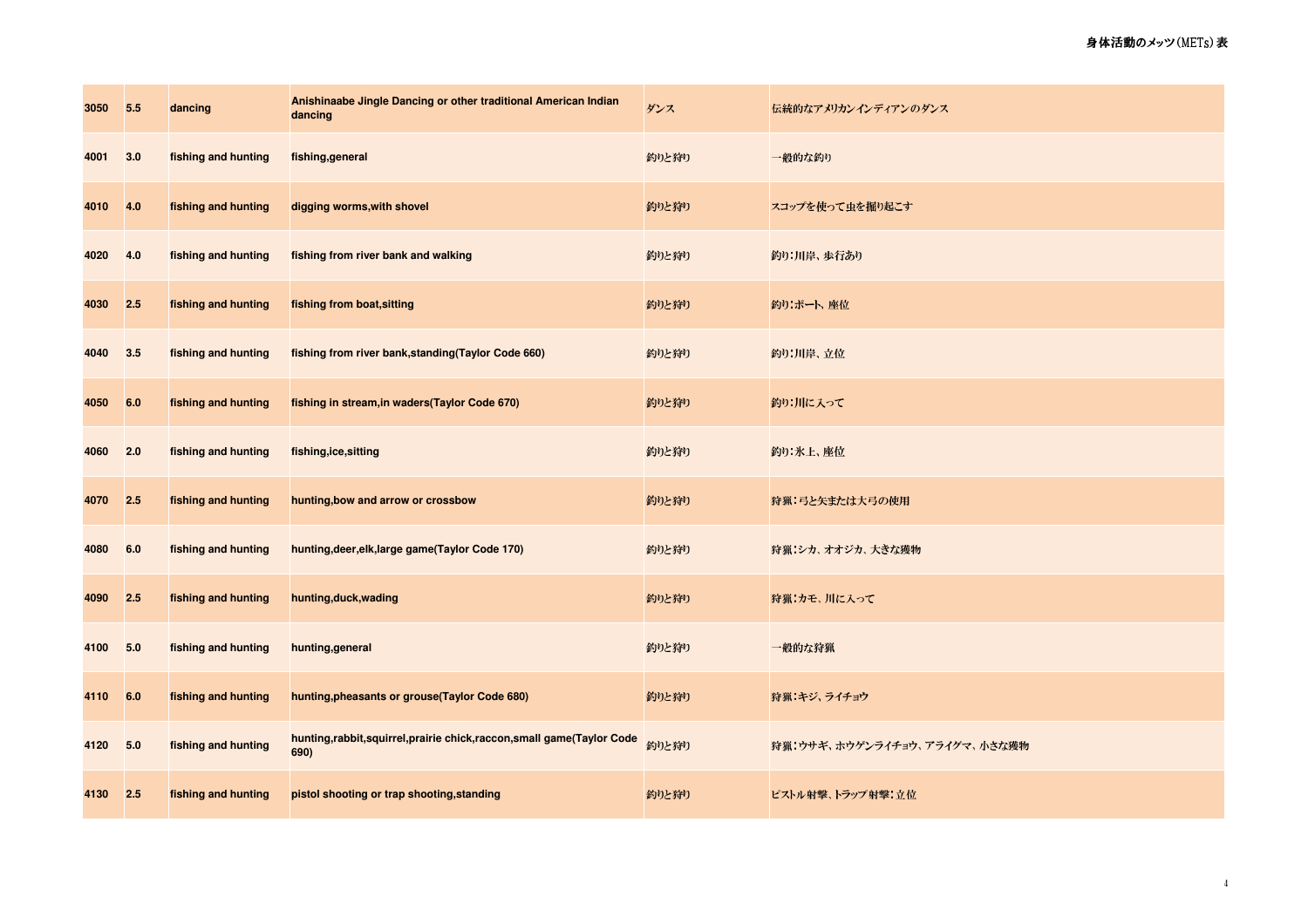| 3050 | 5.5 | dancing | Anishinaabe Jingle Dancing or other traditional American Indian dancing | ダンス | 伝統的なアメリカンインディアンのダンス |
|---|---|---|---|---|---|
| 4001 | 3.0 | fishing and hunting | fishing,general | 釣りと狩り | 一般的な釣り |
| 4010 | 4.0 | fishing and hunting | digging worms,with shovel | 釣りと狩り | スコップを使って虫を掘り起こす |
| 4020 | 4.0 | fishing and hunting | fishing from river bank and walking | 釣りと狩り | 釣り：川岸、歩行あり |
| 4030 | 2.5 | fishing and hunting | fishing from boat,sitting | 釣りと狩り | 釣り：ボート、座位 |
| 4040 | 3.5 | fishing and hunting | fishing from river bank,standing(Taylor Code 660) | 釣りと狩り | 釣り：川岸、立位 |
| 4050 | 6.0 | fishing and hunting | fishing in stream,in waders(Taylor Code 670) | 釣りと狩り | 釣り：川に入って |
| 4060 | 2.0 | fishing and hunting | fishing,ice,sitting | 釣りと狩り | 釣り：氷上、座位 |
| 4070 | 2.5 | fishing and hunting | hunting,bow and arrow or crossbow | 釣りと狩り | 狩猟：弓と矢または大弓の使用 |
| 4080 | 6.0 | fishing and hunting | hunting,deer,elk,large game(Taylor Code 170) | 釣りと狩り | 狩猟：シカ、オオジカ、大きな獲物 |
| 4090 | 2.5 | fishing and hunting | hunting,duck,wading | 釣りと狩り | 狩猟：カモ、川に入って |
| 4100 | 5.0 | fishing and hunting | hunting,general | 釣りと狩り | 一般的な狩猟 |
| 4110 | 6.0 | fishing and hunting | hunting,pheasants or grouse(Taylor Code 680) | 釣りと狩り | 狩猟：キジ、ライチョウ |
| 4120 | 5.0 | fishing and hunting | hunting,rabbit,squirrel,prairie chick,raccon,small game(Taylor Code 690) | 釣りと狩り | 狩猟：ウサギ、ホウゲンライチョウ、アライグマ、小さな獲物 |
| 4130 | 2.5 | fishing and hunting | pistol shooting or trap shooting,standing | 釣りと狩り | ピストル射撃、トラップ射撃：立位 |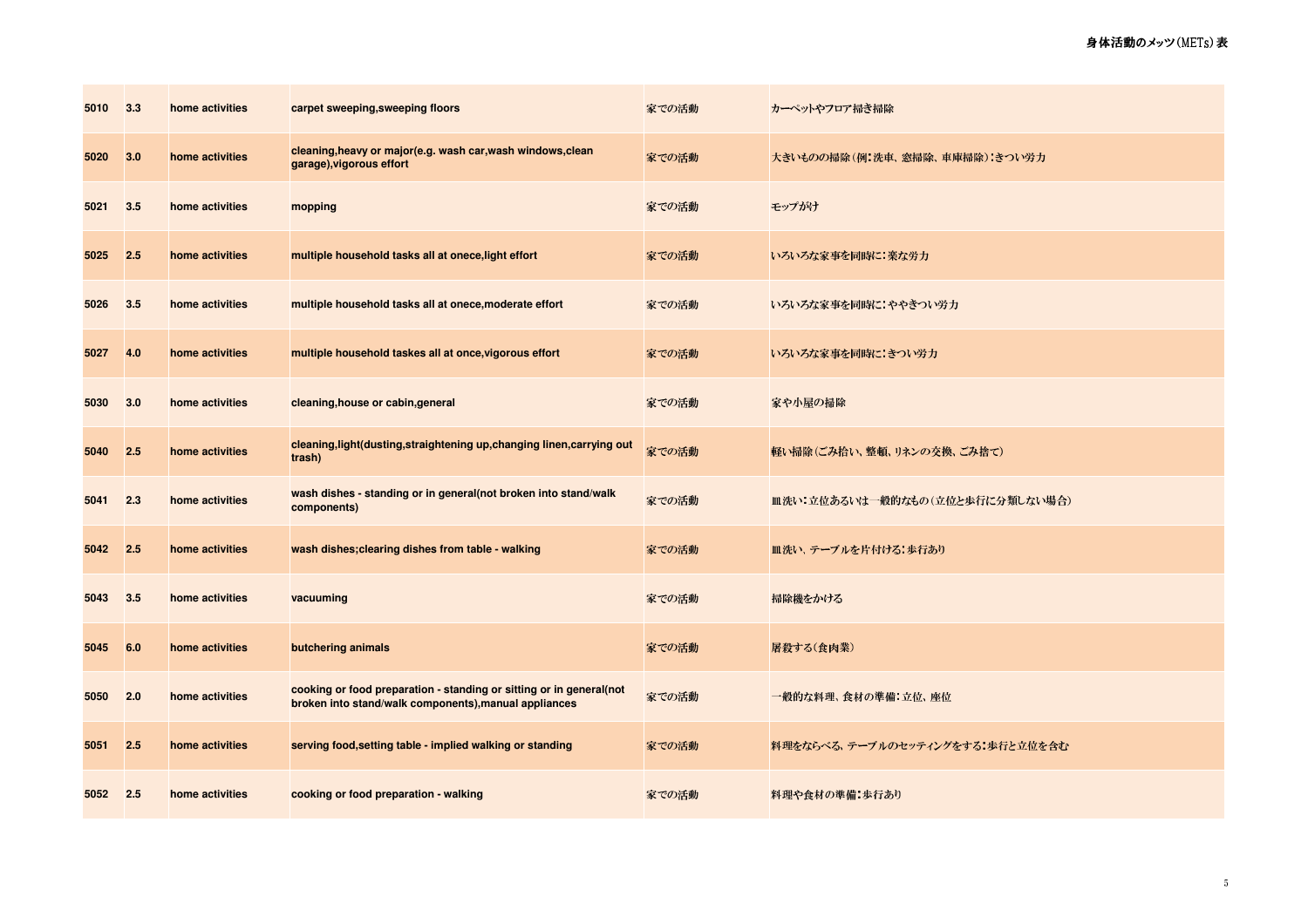| | | | | | |
|---|---|---|---|---|---|
| **5010** | **3.3** | **home activities** | **carpet sweeping,sweeping floors** | 家での活動 | カーペットやフロア掃き掃除 |
| **5020** | **3.0** | **home activities** | **cleaning,heavy or major(e.g. wash car,wash windows,clean garage),vigorous effort** | 家での活動 | 大きいものの掃除（例：洗車、窓掃除、車庫掃除）：きつい労力 |
| **5021** | **3.5** | **home activities** | **mopping** | 家での活動 | モップがけ |
| **5025** | **2.5** | **home activities** | **multiple household tasks all at onece,light effort** | 家での活動 | いろいろな家事を同時に：楽な労力 |
| **5026** | **3.5** | **home activities** | **multiple household tasks all at onece,moderate effort** | 家での活動 | いろいろな家事を同時に：ややきつい労力 |
| **5027** | **4.0** | **home activities** | **multiple household taskes all at once,vigorous effort** | 家での活動 | いろいろな家事を同時に：きつい労力 |
| **5030** | **3.0** | **home activities** | **cleaning,house or cabin,general** | 家での活動 | 家や小屋の掃除 |
| **5040** | **2.5** | **home activities** | **cleaning,light(dusting,straightening up,changing linen,carrying out trash)** | 家での活動 | 軽い掃除（ごみ拾い、整頓、リネンの交換、ごみ捨て） |
| **5041** | **2.3** | **home activities** | **wash dishes - standing or in general(not broken into stand/walk components)** | 家での活動 | 皿洗い：立位あるいは一般的なもの（立位と歩行に分類しない場合） |
| **5042** | **2.5** | **home activities** | **wash dishes;clearing dishes from table - walking** | 家での活動 | 皿洗い、テーブルを片付ける：歩行あり |
| **5043** | **3.5** | **home activities** | **vacuuming** | 家での活動 | 掃除機をかける |
| **5045** | **6.0** | **home activities** | **butchering animals** | 家での活動 | 屠殺する（食肉業） |
| **5050** | **2.0** | **home activities** | **cooking or food preparation - standing or sitting or in general(not broken into stand/walk components),manual appliances** | 家での活動 | 一般的な料理、食材の準備：立位、座位 |
| **5051** | **2.5** | **home activities** | **serving food,setting table - implied walking or standing** | 家での活動 | 料理をならべる、テーブルのセッティングをする：歩行と立位を含む |
| **5052** | **2.5** | **home activities** | **cooking or food preparation - walking** | 家での活動 | 料理や食材の準備：歩行あり |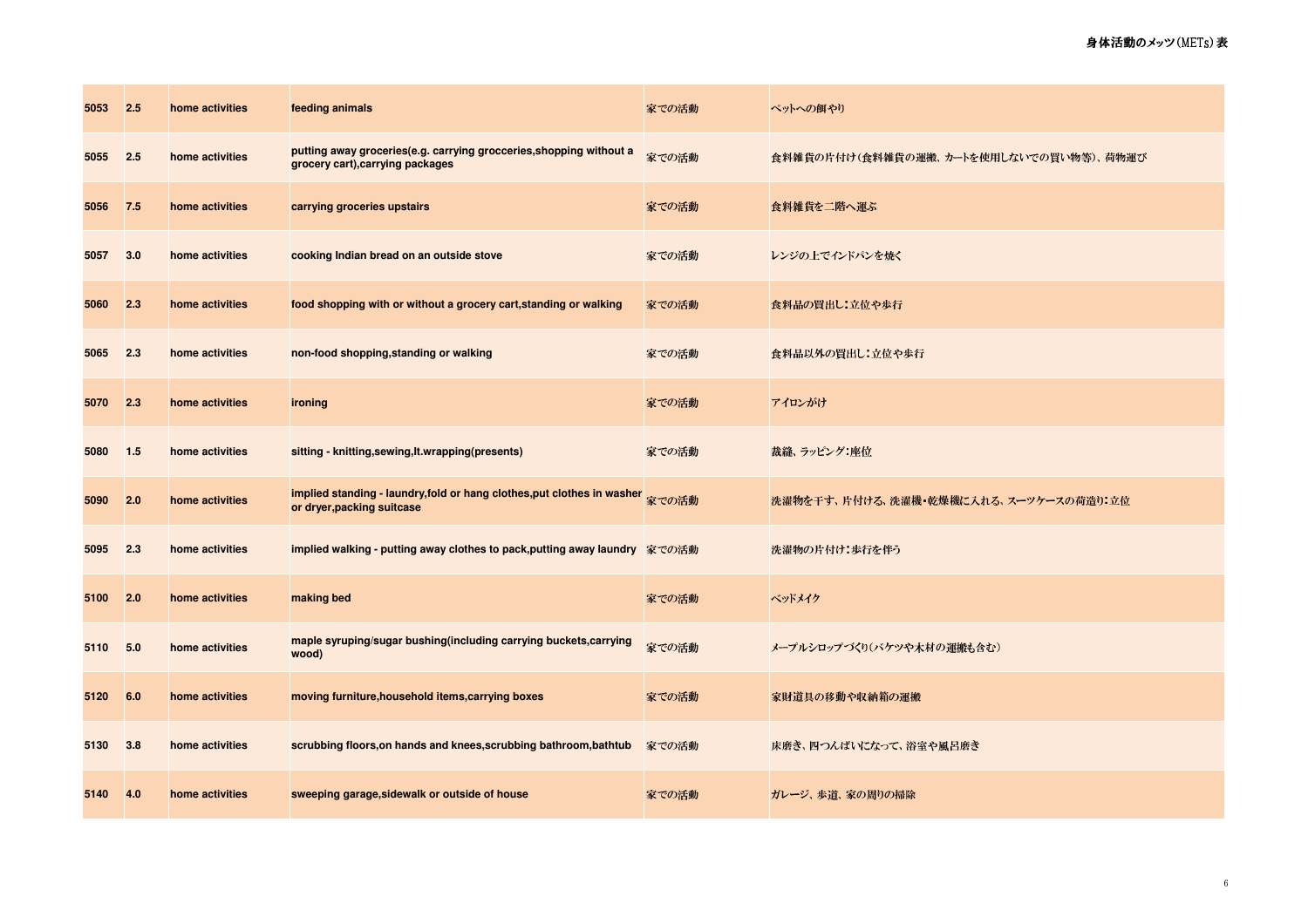| 5053 | 2.5 | home activities | feeding animals | 家での活動 | ペットへの餌やり |
|---|---|---|---|---|---|
| 5055 | 2.5 | home activities | putting away groceries(e.g. carrying grocceries,shopping without a grocery cart),carrying packages | 家での活動 | 食料雑貨の片付け(食料雑貨の運搬、カートを使用しないでの買い物等)、荷物運び |
| 5056 | 7.5 | home activities | carrying groceries upstairs | 家での活動 | 食料雑貨を二階へ運ぶ |
| 5057 | 3.0 | home activities | cooking Indian bread on an outside stove | 家での活動 | レンジの上でインドパンを焼く |
| 5060 | 2.3 | home activities | food shopping with or without a grocery cart,standing or walking | 家での活動 | 食料品の買出し：立位や歩行 |
| 5065 | 2.3 | home activities | non-food shopping,standing or walking | 家での活動 | 食料品以外の買出し：立位や歩行 |
| 5070 | 2.3 | home activities | ironing | 家での活動 | アイロンがけ |
| 5080 | 1.5 | home activities | sitting - knitting,sewing,lt.wrapping(presents) | 家での活動 | 裁縫、ラッピング：座位 |
| 5090 | 2.0 | home activities | implied standing - laundry,fold or hang clothes,put clothes in washer or dryer,packing suitcase | 家での活動 | 洗濯物を干す、片付ける、洗濯機・乾燥機に入れる、スーツケースの荷造り：立位 |
| 5095 | 2.3 | home activities | implied walking - putting away clothes to pack,putting away laundry | 家での活動 | 洗濯物の片付け：歩行を伴う |
| 5100 | 2.0 | home activities | making bed | 家での活動 | ベッドメイク |
| 5110 | 5.0 | home activities | maple syruping/sugar bushing(including carrying buckets,carrying wood) | 家での活動 | メープルシロップづくり(バケツや木材の運搬も含む) |
| 5120 | 6.0 | home activities | moving furniture,household items,carrying boxes | 家での活動 | 家財道具の移動や収納箱の運搬 |
| 5130 | 3.8 | home activities | scrubbing floors,on hands and knees,scrubbing bathroom,bathtub | 家での活動 | 床磨き、四つんばいになって、浴室や風呂磨き |
| 5140 | 4.0 | home activities | sweeping garage,sidewalk or outside of house | 家での活動 | ガレージ、歩道、家の周りの掃除 |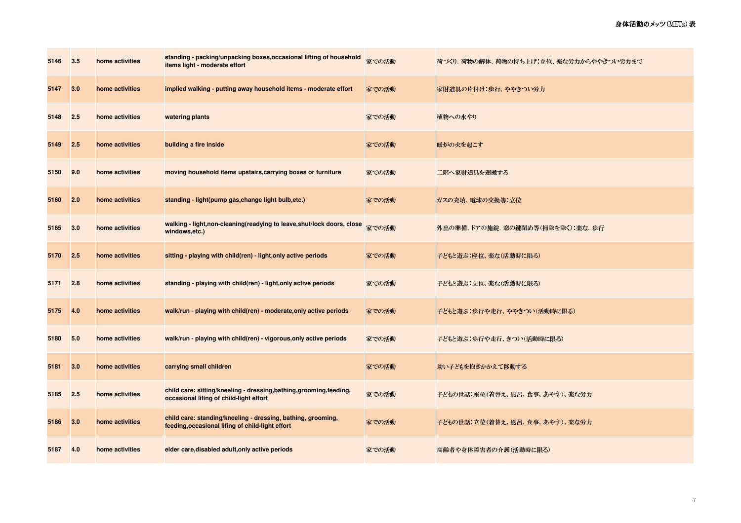| 5146 | 3.5 | home activities | standing - packing/unpacking boxes,occasional lifting of household items light - moderate effort | 家での活動 | 荷づくり、荷物の解体、荷物の持ち上げ：立位、楽な労力からややきつい労力まで |
|---|---|---|---|---|---|
| 5147 | 3.0 | home activities | implied walking - putting away household items - moderate effort | 家での活動 | 家財道具の片付け：歩行、ややきつい労力 |
| 5148 | 2.5 | home activities | watering plants | 家での活動 | 植物への水やり |
| 5149 | 2.5 | home activities | building a fire inside | 家での活動 | 暖炉の火を起こす |
| 5150 | 9.0 | home activities | moving household items upstairs,carrying boxes or furniture | 家での活動 | 二階へ家財道具を運搬する |
| 5160 | 2.0 | home activities | standing - light(pump gas,change light bulb,etc.) | 家での活動 | ガスの充填、電球の交換等：立位 |
| 5165 | 3.0 | home activities | walking - light,non-cleaning(readying to leave,shut/lock doors, close windows,etc.) | 家での活動 | 外出の準備、ドアの施錠、窓の鍵閉め等（掃除を除く）：楽な、歩行 |
| 5170 | 2.5 | home activities | sitting - playing with child(ren) - light,only active periods | 家での活動 | 子どもと遊ぶ：座位、楽な（活動時に限る） |
| 5171 | 2.8 | home activities | standing - playing with child(ren) - light,only active periods | 家での活動 | 子どもと遊ぶ：立位、楽な（活動時に限る） |
| 5175 | 4.0 | home activities | walk/run - playing with child(ren) - moderate,only active periods | 家での活動 | 子どもと遊ぶ：歩行や走行、ややきつい（活動時に限る） |
| 5180 | 5.0 | home activities | walk/run - playing with child(ren) - vigorous,only active periods | 家での活動 | 子どもと遊ぶ：歩行や走行、きつい（活動時に限る） |
| 5181 | 3.0 | home activities | carrying small children | 家での活動 | 幼い子どもを抱きかかえて移動する |
| 5185 | 2.5 | home activities | child care: sitting/kneeling - dressing,bathing,grooming,feeding, occasional lifing of child-light effort | 家での活動 | 子どもの世話：座位（着替え、風呂、食事、あやす）、楽な労力 |
| 5186 | 3.0 | home activities | child care: standing/kneeling - dressing, bathing, grooming, feeding,occasional lifing of child-light effort | 家での活動 | 子どもの世話：立位（着替え、風呂、食事、あやす）、楽な労力 |
| 5187 | 4.0 | home activities | elder care,disabled adult,only active periods | 家での活動 | 高齢者や身体障害者の介護（活動時に限る） |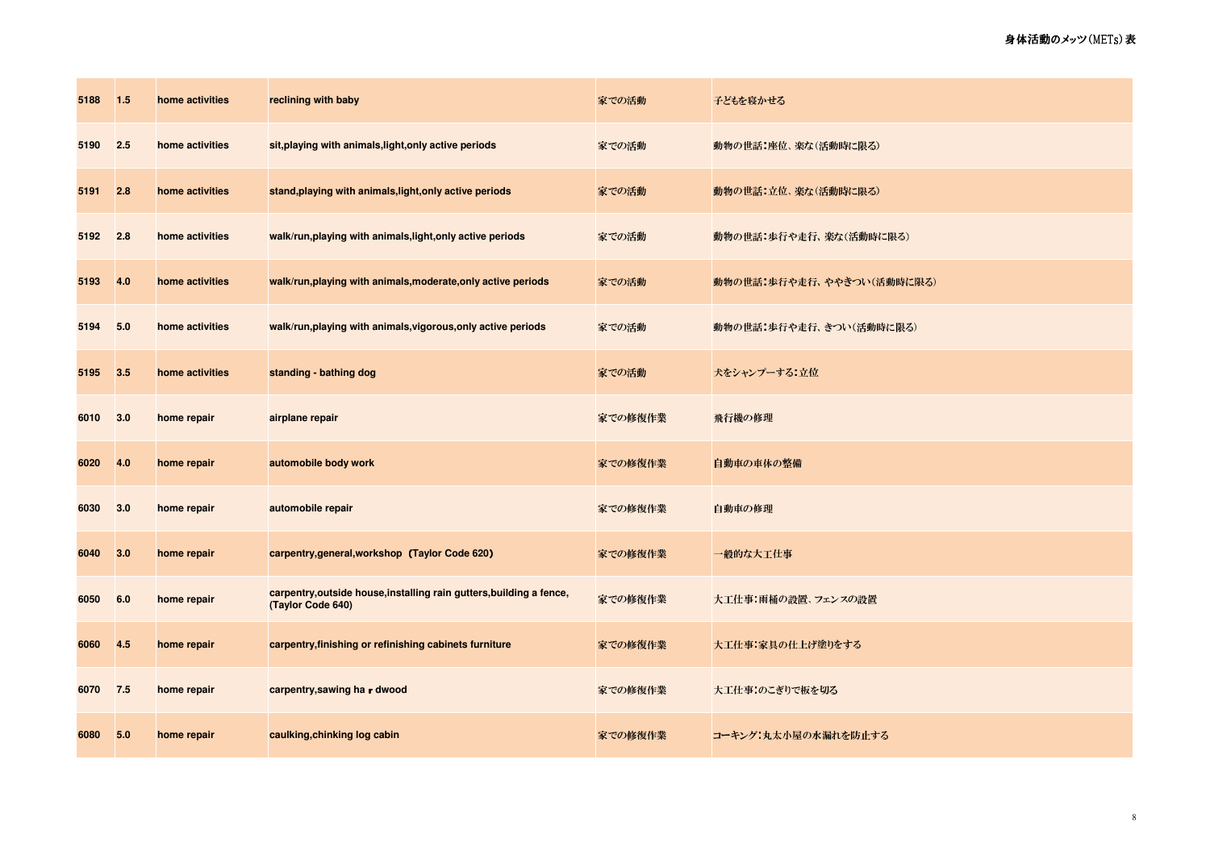| 5188 | 1.5 | home activities | reclining with baby | 家での活動 | 子どもを寝かせる |
|---|---|---|---|---|---|
| 5190 | 2.5 | home activities | sit,playing with animals,light,only active periods | 家での活動 | 動物の世話：座位、楽な（活動時に限る） |
| 5191 | 2.8 | home activities | stand,playing with animals,light,only active periods | 家での活動 | 動物の世話：立位、楽な（活動時に限る） |
| 5192 | 2.8 | home activities | walk/run,playing with animals,light,only active periods | 家での活動 | 動物の世話：歩行や走行、楽な（活動時に限る） |
| 5193 | 4.0 | home activities | walk/run,playing with animals,moderate,only active periods | 家での活動 | 動物の世話：歩行や走行、ややきつい（活動時に限る） |
| 5194 | 5.0 | home activities | walk/run,playing with animals,vigorous,only active periods | 家での活動 | 動物の世話：歩行や走行、きつい（活動時に限る） |
| 5195 | 3.5 | home activities | standing - bathing dog | 家での活動 | 犬をシャンプーする：立位 |
| 6010 | 3.0 | home repair | airplane repair | 家での修復作業 | 飛行機の修理 |
| 6020 | 4.0 | home repair | automobile body work | 家での修復作業 | 自動車の車体の整備 |
| 6030 | 3.0 | home repair | automobile repair | 家での修復作業 | 自動車の修理 |
| 6040 | 3.0 | home repair | carpentry,general,workshop (Taylor Code 620) | 家での修復作業 | 一般的な大工仕事 |
| 6050 | 6.0 | home repair | carpentry,outside house,installing rain gutters,building a fence,(Taylor Code 640) | 家での修復作業 | 大工仕事：雨樋の設置、フェンスの設置 |
| 6060 | 4.5 | home repair | carpentry,finishing or refinishing cabinets furniture | 家での修復作業 | 大工仕事：家具の仕上げ塗りをする |
| 6070 | 7.5 | home repair | carpentry,sawing ha r dwood | 家での修復作業 | 大工仕事：のこぎりで板を切る |
| 6080 | 5.0 | home repair | caulking,chinking log cabin | 家での修復作業 | コーキング：丸太小屋の水漏れを防止する |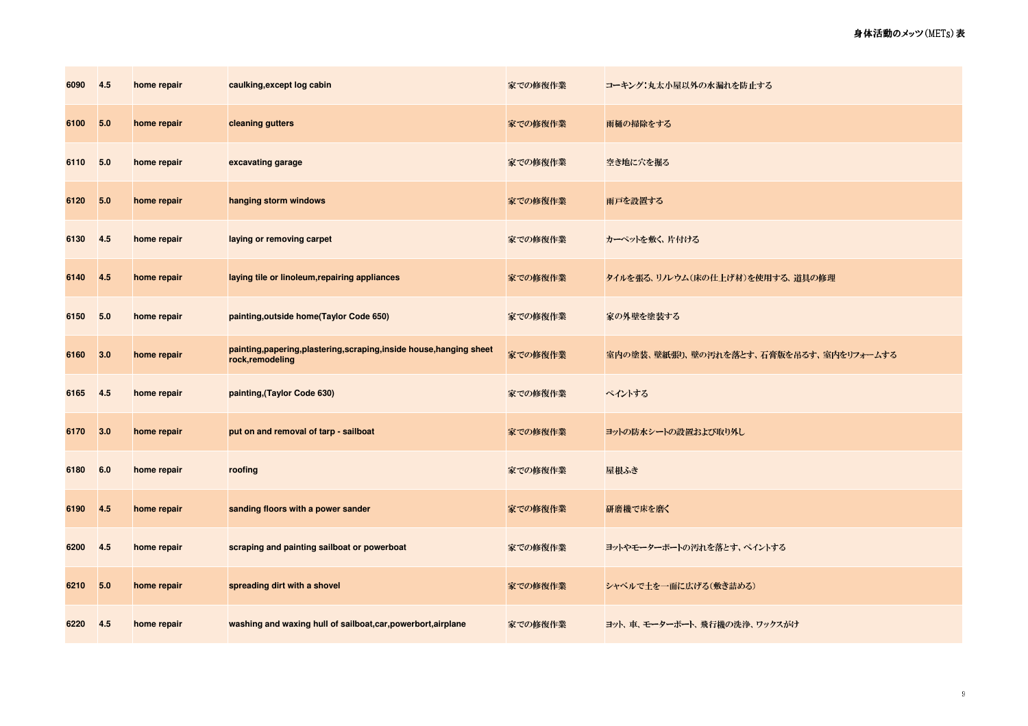| | | | | | |
|---|---|---|---|---|---|
| 6090 | 4.5 | home repair | caulking,except log cabin | 家での修復作業 | コーキング：丸太小屋以外の水漏れを防止する |
| 6100 | 5.0 | home repair | cleaning gutters | 家での修復作業 | 雨樋の掃除をする |
| 6110 | 5.0 | home repair | excavating garage | 家での修復作業 | 空き地に穴を掘る |
| 6120 | 5.0 | home repair | hanging storm windows | 家での修復作業 | 雨戸を設置する |
| 6130 | 4.5 | home repair | laying or removing carpet | 家での修復作業 | カーペットを敷く、片付ける |
| 6140 | 4.5 | home repair | laying tile or linoleum,repairing appliances | 家での修復作業 | タイルを張る、リノレウム（床の仕上げ材）を使用する、道具の修理 |
| 6150 | 5.0 | home repair | painting,outside home(Taylor Code 650) | 家での修復作業 | 家の外壁を塗装する |
| 6160 | 3.0 | home repair | painting,papering,plastering,scraping,inside house,hanging sheet rock,remodeling | 家での修復作業 | 室内の塗装、壁紙張り、壁の汚れを落とす、石膏版を吊るす、室内をリフォームする |
| 6165 | 4.5 | home repair | painting,(Taylor Code 630) | 家での修復作業 | ペイントする |
| 6170 | 3.0 | home repair | put on and removal of tarp - sailboat | 家での修復作業 | ヨットの防水シートの設置および取り外し |
| 6180 | 6.0 | home repair | roofing | 家での修復作業 | 屋根ふき |
| 6190 | 4.5 | home repair | sanding floors with a power sander | 家での修復作業 | 研磨機で床を磨く |
| 6200 | 4.5 | home repair | scraping and painting sailboat or powerboat | 家での修復作業 | ヨットやモーターボートの汚れを落とす、ペイントする |
| 6210 | 5.0 | home repair | spreading dirt with a shovel | 家での修復作業 | シャベルで土を一面に広げる（敷き詰める） |
| 6220 | 4.5 | home repair | washing and waxing hull of sailboat,car,powerbort,airplane | 家での修復作業 | ヨット、車、モーターボート、飛行機の洗浄、ワックスがけ |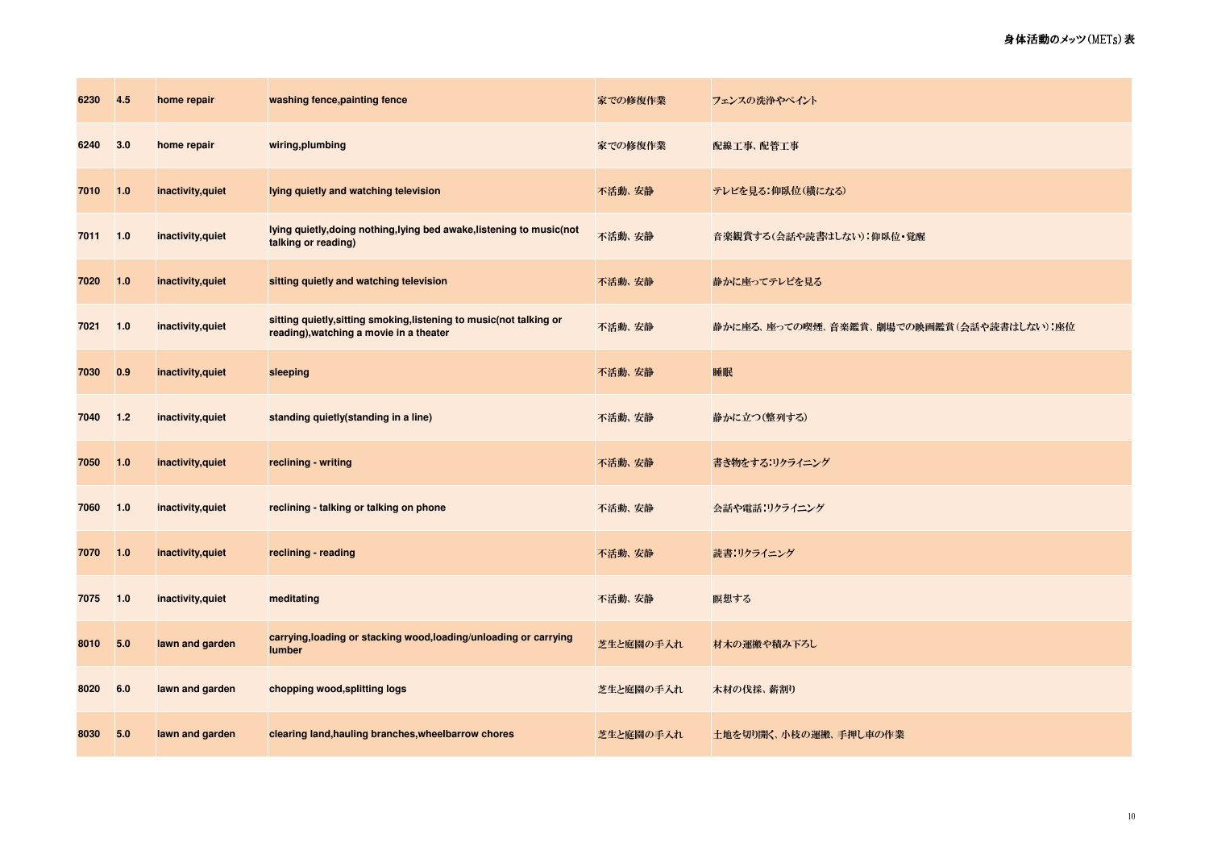| 6230 | 4.5 | home repair | washing fence,painting fence | 家での修復作業 | フェンスの洗浄やペイント |
|---|---|---|---|---|---|
| 6240 | 3.0 | home repair | wiring,plumbing | 家での修復作業 | 配線工事、配管工事 |
| 7010 | 1.0 | inactivity,quiet | lying quietly and watching television | 不活動、安静 | テレビを見る：仰臥位（横になる） |
| 7011 | 1.0 | inactivity,quiet | lying quietly,doing nothing,lying bed awake,listening to music(not talking or reading) | 不活動、安静 | 音楽観賞する（会話や読書はしない）：仰臥位・覚醒 |
| 7020 | 1.0 | inactivity,quiet | sitting quietly and watching television | 不活動、安静 | 静かに座ってテレビを見る |
| 7021 | 1.0 | inactivity,quiet | sitting quietly,sitting smoking,listening to music(not talking or reading),watching a movie in a theater | 不活動、安静 | 静かに座る、座っての喫煙、音楽鑑賞、劇場での映画鑑賞（会話や読書はしない）：座位 |
| 7030 | 0.9 | inactivity,quiet | sleeping | 不活動、安静 | 睡眠 |
| 7040 | 1.2 | inactivity,quiet | standing quietly(standing in a line) | 不活動、安静 | 静かに立つ（整列する） |
| 7050 | 1.0 | inactivity,quiet | reclining - writing | 不活動、安静 | 書き物をする：リクライニング |
| 7060 | 1.0 | inactivity,quiet | reclining - talking or talking on phone | 不活動、安静 | 会話や電話：リクライニング |
| 7070 | 1.0 | inactivity,quiet | reclining - reading | 不活動、安静 | 読書：リクライニング |
| 7075 | 1.0 | inactivity,quiet | meditating | 不活動、安静 | 瞑想する |
| 8010 | 5.0 | lawn and garden | carrying,loading or stacking wood,loading/unloading or carrying lumber | 芝生と庭園の手入れ | 材木の運搬や積み下ろし |
| 8020 | 6.0 | lawn and garden | chopping wood,splitting logs | 芝生と庭園の手入れ | 木材の伐採、薪割り |
| 8030 | 5.0 | lawn and garden | clearing land,hauling branches,wheelbarrow chores | 芝生と庭園の手入れ | 土地を切り開く、小枝の運搬、手押し車の作業 |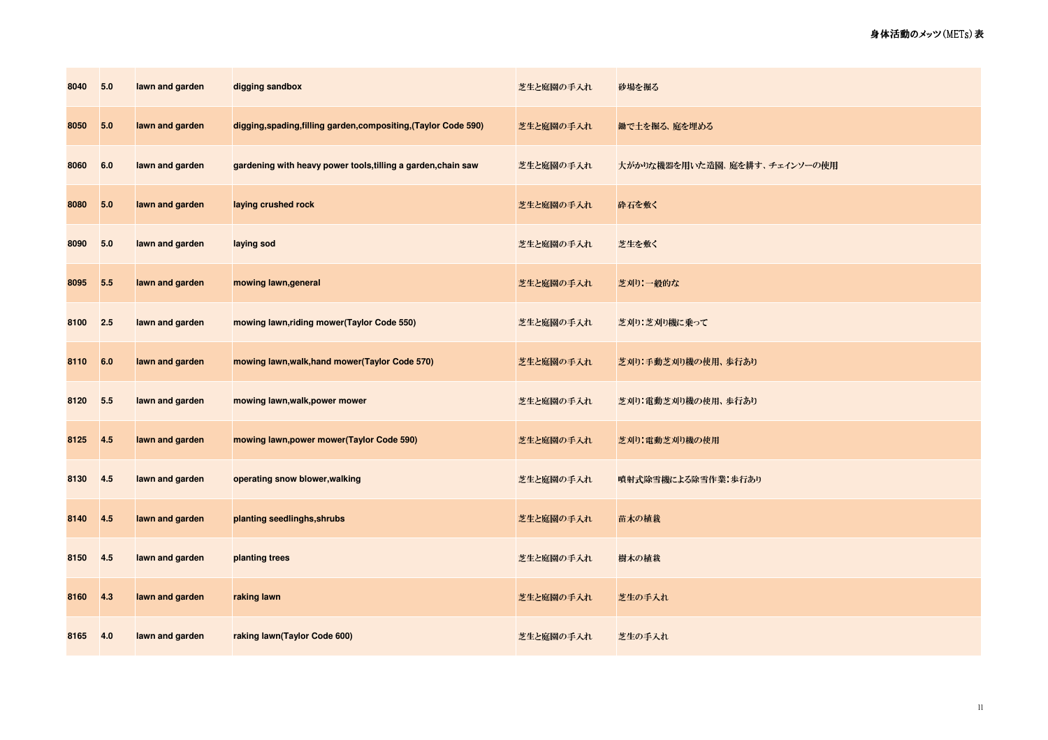| 8040 | 5.0 | lawn and garden | digging sandbox | 芝生と庭園の手入れ | 砂場を掘る |
|---|---|---|---|---|---|
| 8050 | 5.0 | lawn and garden | digging,spading,filling garden,compositing,(Taylor Code 590) | 芝生と庭園の手入れ | 鋤で土を掘る、庭を埋める |
| 8060 | 6.0 | lawn and garden | gardening with heavy power tools,tilling a garden,chain saw | 芝生と庭園の手入れ | 大がかりな機器を用いた造園、庭を耕す、チェインソーの使用 |
| 8080 | 5.0 | lawn and garden | laying crushed rock | 芝生と庭園の手入れ | 砕石を敷く |
| 8090 | 5.0 | lawn and garden | laying sod | 芝生と庭園の手入れ | 芝生を敷く |
| 8095 | 5.5 | lawn and garden | mowing lawn,general | 芝生と庭園の手入れ | 芝刈り：一般的な |
| 8100 | 2.5 | lawn and garden | mowing lawn,riding mower(Taylor Code 550) | 芝生と庭園の手入れ | 芝刈り：芝刈り機に乗って |
| 8110 | 6.0 | lawn and garden | mowing lawn,walk,hand mower(Taylor Code 570) | 芝生と庭園の手入れ | 芝刈り：手動芝刈り機の使用、歩行あり |
| 8120 | 5.5 | lawn and garden | mowing lawn,walk,power mower | 芝生と庭園の手入れ | 芝刈り：電動芝刈り機の使用、歩行あり |
| 8125 | 4.5 | lawn and garden | mowing lawn,power mower(Taylor Code 590) | 芝生と庭園の手入れ | 芝刈り：電動芝刈り機の使用 |
| 8130 | 4.5 | lawn and garden | operating snow blower,walking | 芝生と庭園の手入れ | 噴射式除雪機による除雪作業：歩行あり |
| 8140 | 4.5 | lawn and garden | planting seedlinghs,shrubs | 芝生と庭園の手入れ | 苗木の植栽 |
| 8150 | 4.5 | lawn and garden | planting trees | 芝生と庭園の手入れ | 樹木の植栽 |
| 8160 | 4.3 | lawn and garden | raking lawn | 芝生と庭園の手入れ | 芝生の手入れ |
| 8165 | 4.0 | lawn and garden | raking lawn(Taylor Code 600) | 芝生と庭園の手入れ | 芝生の手入れ |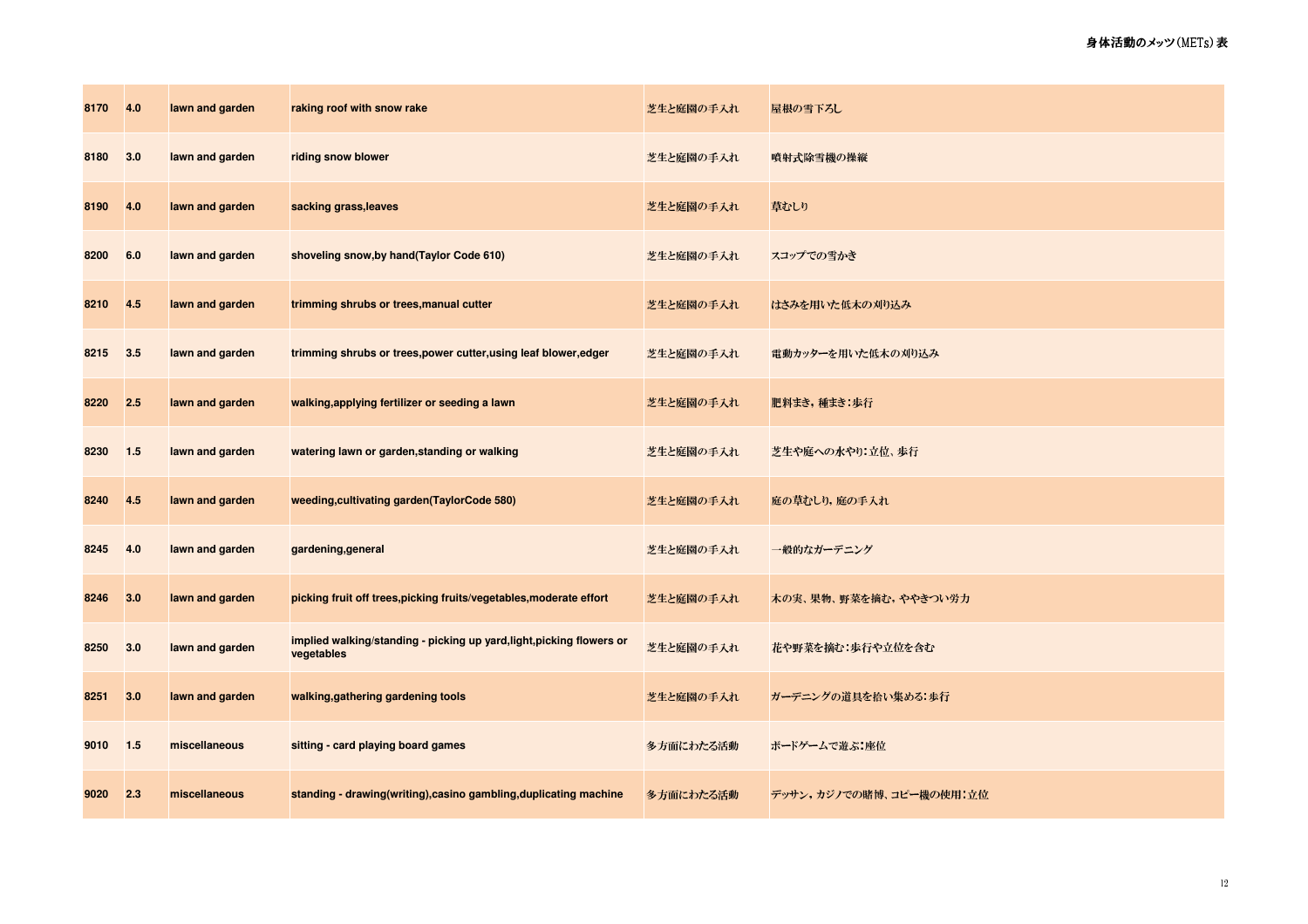| 8170 | 4.0 | lawn and garden | raking roof with snow rake | 芝生と庭園の手入れ | 屋根の雪下ろし |
|---|---|---|---|---|---|
| 8180 | 3.0 | lawn and garden | riding snow blower | 芝生と庭園の手入れ | 噴射式除雪機の操縦 |
| 8190 | 4.0 | lawn and garden | sacking grass,leaves | 芝生と庭園の手入れ | 草むしり |
| 8200 | 6.0 | lawn and garden | shoveling snow,by hand(Taylor Code 610) | 芝生と庭園の手入れ | スコップでの雪かき |
| 8210 | 4.5 | lawn and garden | trimming shrubs or trees,manual cutter | 芝生と庭園の手入れ | はさみを用いた低木の刈り込み |
| 8215 | 3.5 | lawn and garden | trimming shrubs or trees,power cutter,using leaf blower,edger | 芝生と庭園の手入れ | 電動カッターを用いた低木の刈り込み |
| 8220 | 2.5 | lawn and garden | walking,applying fertilizer or seeding a lawn | 芝生と庭園の手入れ | 肥料まき，種まき：歩行 |
| 8230 | 1.5 | lawn and garden | watering lawn or garden,standing or walking | 芝生と庭園の手入れ | 芝生や庭への水やり：立位、歩行 |
| 8240 | 4.5 | lawn and garden | weeding,cultivating garden(TaylorCode 580) | 芝生と庭園の手入れ | 庭の草むしり，庭の手入れ |
| 8245 | 4.0 | lawn and garden | gardening,general | 芝生と庭園の手入れ | 一般的なガーデニング |
| 8246 | 3.0 | lawn and garden | picking fruit off trees,picking fruits/vegetables,moderate effort | 芝生と庭園の手入れ | 木の実、果物、野菜を摘む，ややきつい労力 |
| 8250 | 3.0 | lawn and garden | implied walking/standing - picking up yard,light,picking flowers or vegetables | 芝生と庭園の手入れ | 花や野菜を摘む：歩行や立位を含む |
| 8251 | 3.0 | lawn and garden | walking,gathering gardening tools | 芝生と庭園の手入れ | ガーデニングの道具を拾い集める：歩行 |
| 9010 | 1.5 | miscellaneous | sitting - card playing board games | 多方面にわたる活動 | ボードゲームで遊ぶ：座位 |
| 9020 | 2.3 | miscellaneous | standing - drawing(writing),casino gambling,duplicating machine | 多方面にわたる活動 | デッサン，カジノでの賭博、コピー機の使用：立位 |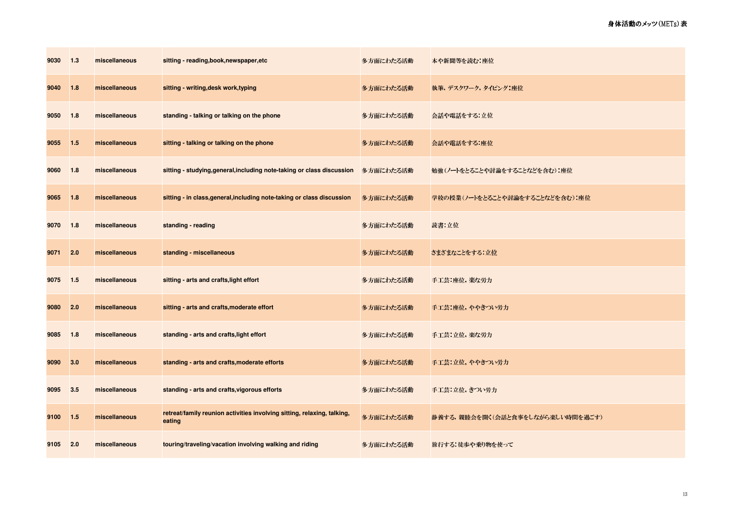| 9030 | 1.3 | miscellaneous | sitting - reading,book,newspaper,etc | 多方面にわたる活動 | 本や新聞等を読む：座位 |
|---|---|---|---|---|---|
| 9040 | 1.8 | miscellaneous | sitting - writing,desk work,typing | 多方面にわたる活動 | 執筆，デスクワーク，タイピング：座位 |
| 9050 | 1.8 | miscellaneous | standing - talking or talking on the phone | 多方面にわたる活動 | 会話や電話をする：立位 |
| 9055 | 1.5 | miscellaneous | sitting - talking or talking on the phone | 多方面にわたる活動 | 会話や電話をする：座位 |
| 9060 | 1.8 | miscellaneous | sitting - studying,general,including note-taking or class discussion | 多方面にわたる活動 | 勉強（ノートをとることや討論をすることなどを含む）：座位 |
| 9065 | 1.8 | miscellaneous | sitting - in class,general,including note-taking or class discussion | 多方面にわたる活動 | 学校の授業（ノートをとることや討論をすることなどを含む）：座位 |
| 9070 | 1.8 | miscellaneous | standing - reading | 多方面にわたる活動 | 読書：立位 |
| 9071 | 2.0 | miscellaneous | standing - miscellaneous | 多方面にわたる活動 | さまざまなことをする：立位 |
| 9075 | 1.5 | miscellaneous | sitting - arts and crafts,light effort | 多方面にわたる活動 | 手工芸：座位，楽な労力 |
| 9080 | 2.0 | miscellaneous | sitting - arts and crafts,moderate effort | 多方面にわたる活動 | 手工芸：座位，ややきつい労力 |
| 9085 | 1.8 | miscellaneous | standing - arts and crafts,light effort | 多方面にわたる活動 | 手工芸：立位，楽な労力 |
| 9090 | 3.0 | miscellaneous | standing - arts and crafts,moderate efforts | 多方面にわたる活動 | 手工芸：立位，ややきつい労力 |
| 9095 | 3.5 | miscellaneous | standing - arts and crafts,vigorous efforts | 多方面にわたる活動 | 手工芸：立位，きつい労力 |
| 9100 | 1.5 | miscellaneous | retreat/family reunion activities involving sitting, relaxing, talking, eating | 多方面にわたる活動 | 静養する，親睦会を開く（会話と食事をしながら楽しい時間を過ごす） |
| 9105 | 2.0 | miscellaneous | touring/traveling/vacation involving walking and riding | 多方面にわたる活動 | 旅行する：徒歩や乗り物を使って |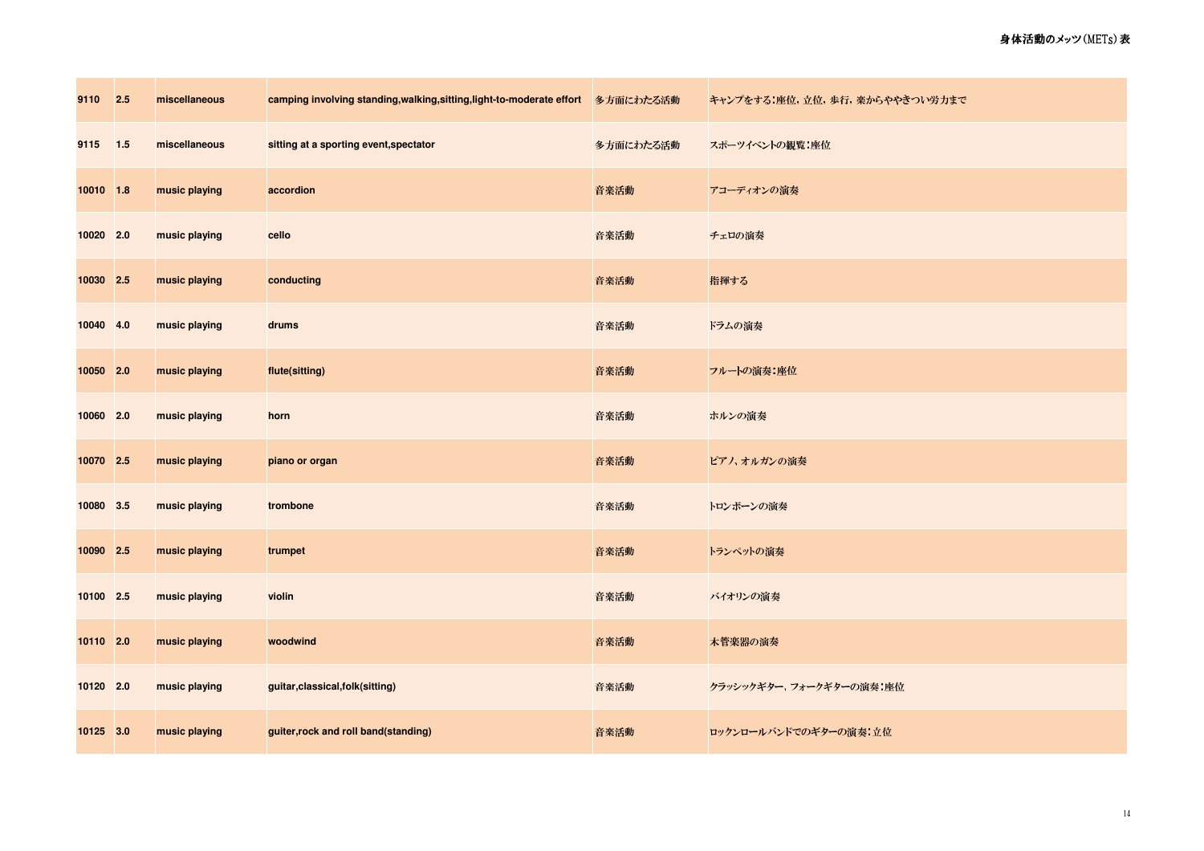| 9110 | 2.5 | miscellaneous | camping involving standing,walking,sitting,light-to-moderate effort | 多方面にわたる活動 | キャンプをする：座位，立位，歩行，楽からややきつい労力まで |
|---|---|---|---|---|---|
| 9115 | 1.5 | miscellaneous | sitting at a sporting event,spectator | 多方面にわたる活動 | スポーツイベントの観覧：座位 |
| 10010 | 1.8 | music playing | accordion | 音楽活動 | アコーディオンの演奏 |
| 10020 | 2.0 | music playing | cello | 音楽活動 | チェロの演奏 |
| 10030 | 2.5 | music playing | conducting | 音楽活動 | 指揮する |
| 10040 | 4.0 | music playing | drums | 音楽活動 | ドラムの演奏 |
| 10050 | 2.0 | music playing | flute(sitting) | 音楽活動 | フルートの演奏：座位 |
| 10060 | 2.0 | music playing | horn | 音楽活動 | ホルンの演奏 |
| 10070 | 2.5 | music playing | piano or organ | 音楽活動 | ピアノ、オルガンの演奏 |
| 10080 | 3.5 | music playing | trombone | 音楽活動 | トロンボーンの演奏 |
| 10090 | 2.5 | music playing | trumpet | 音楽活動 | トランペットの演奏 |
| 10100 | 2.5 | music playing | violin | 音楽活動 | バイオリンの演奏 |
| 10110 | 2.0 | music playing | woodwind | 音楽活動 | 木管楽器の演奏 |
| 10120 | 2.0 | music playing | guitar,classical,folk(sitting) | 音楽活動 | クラッシックギター、フォークギターの演奏：座位 |
| 10125 | 3.0 | music playing | guiter,rock and roll band(standing) | 音楽活動 | ロックンロールバンドでのギターの演奏：立位 |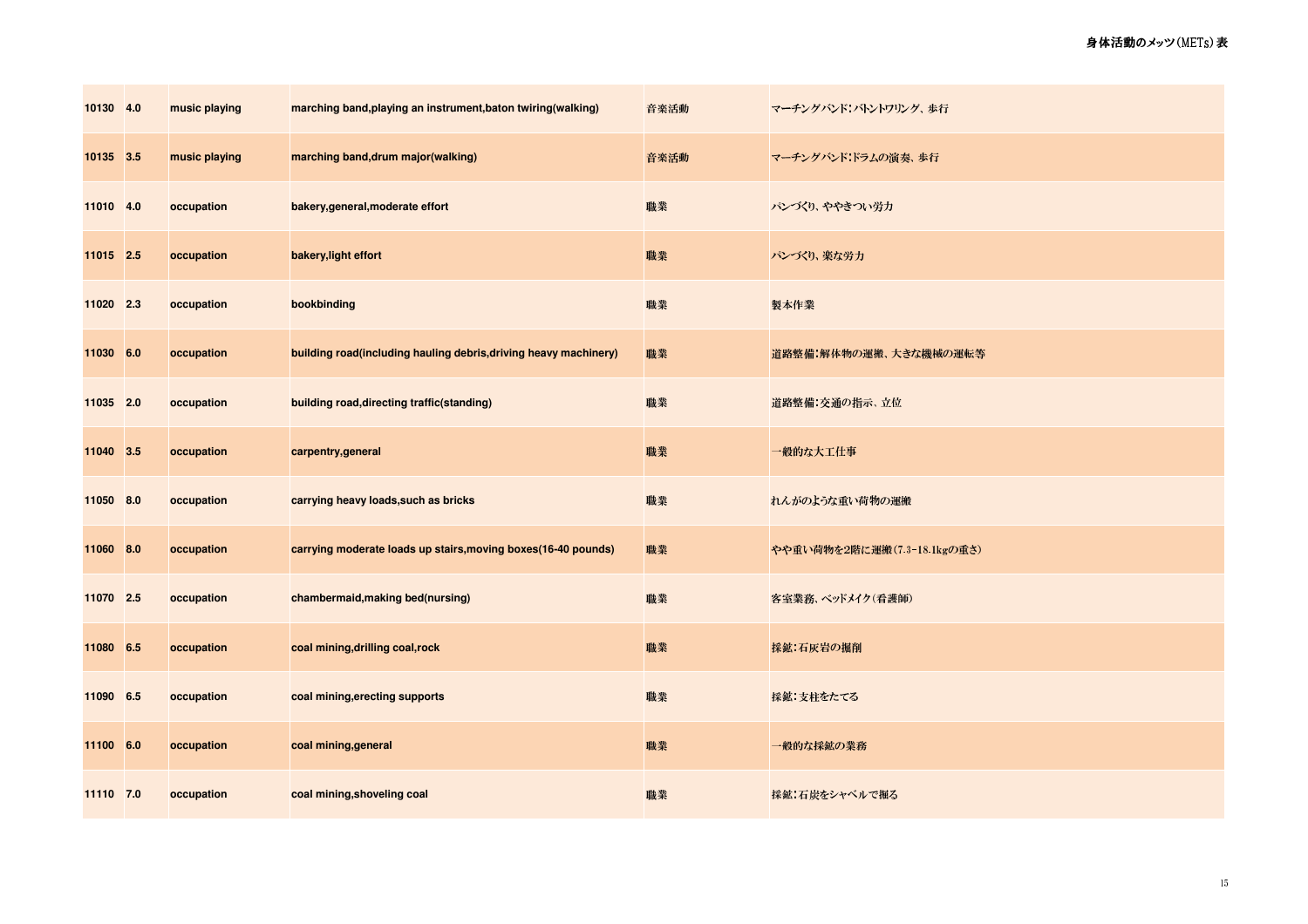| | | | | | |
|---|---|---|---|---|---|
| 10130 | 4.0 | music playing | marching band,playing an instrument,baton twiring(walking) | 音楽活動 | マーチングバンド：バトントワリング、歩行 |
| 10135 | 3.5 | music playing | marching band,drum major(walking) | 音楽活動 | マーチングバンド：ドラムの演奏、歩行 |
| 11010 | 4.0 | occupation | bakery,general,moderate effort | 職業 | パンづくり、ややきつい労力 |
| 11015 | 2.5 | occupation | bakery,light effort | 職業 | パンづくり、楽な労力 |
| 11020 | 2.3 | occupation | bookbinding | 職業 | 製本作業 |
| 11030 | 6.0 | occupation | building road(including hauling debris,driving heavy machinery) | 職業 | 道路整備：解体物の運搬、大きな機械の運転等 |
| 11035 | 2.0 | occupation | building road,directing traffic(standing) | 職業 | 道路整備：交通の指示、立位 |
| 11040 | 3.5 | occupation | carpentry,general | 職業 | 一般的な大工仕事 |
| 11050 | 8.0 | occupation | carrying heavy loads,such as bricks | 職業 | れんがのような重い荷物の運搬 |
| 11060 | 8.0 | occupation | carrying moderate loads up stairs,moving boxes(16-40 pounds) | 職業 | やや重い荷物を2階に運搬（7.3-18.1kgの重さ） |
| 11070 | 2.5 | occupation | chambermaid,making bed(nursing) | 職業 | 客室業務、ベッドメイク（看護師） |
| 11080 | 6.5 | occupation | coal mining,drilling coal,rock | 職業 | 採鉱：石灰岩の掘削 |
| 11090 | 6.5 | occupation | coal mining,erecting supports | 職業 | 採鉱：支柱をたてる |
| 11100 | 6.0 | occupation | coal mining,general | 職業 | 一般的な採鉱の業務 |
| 11110 | 7.0 | occupation | coal mining,shoveling coal | 職業 | 採鉱：石炭をシャベルで掘る |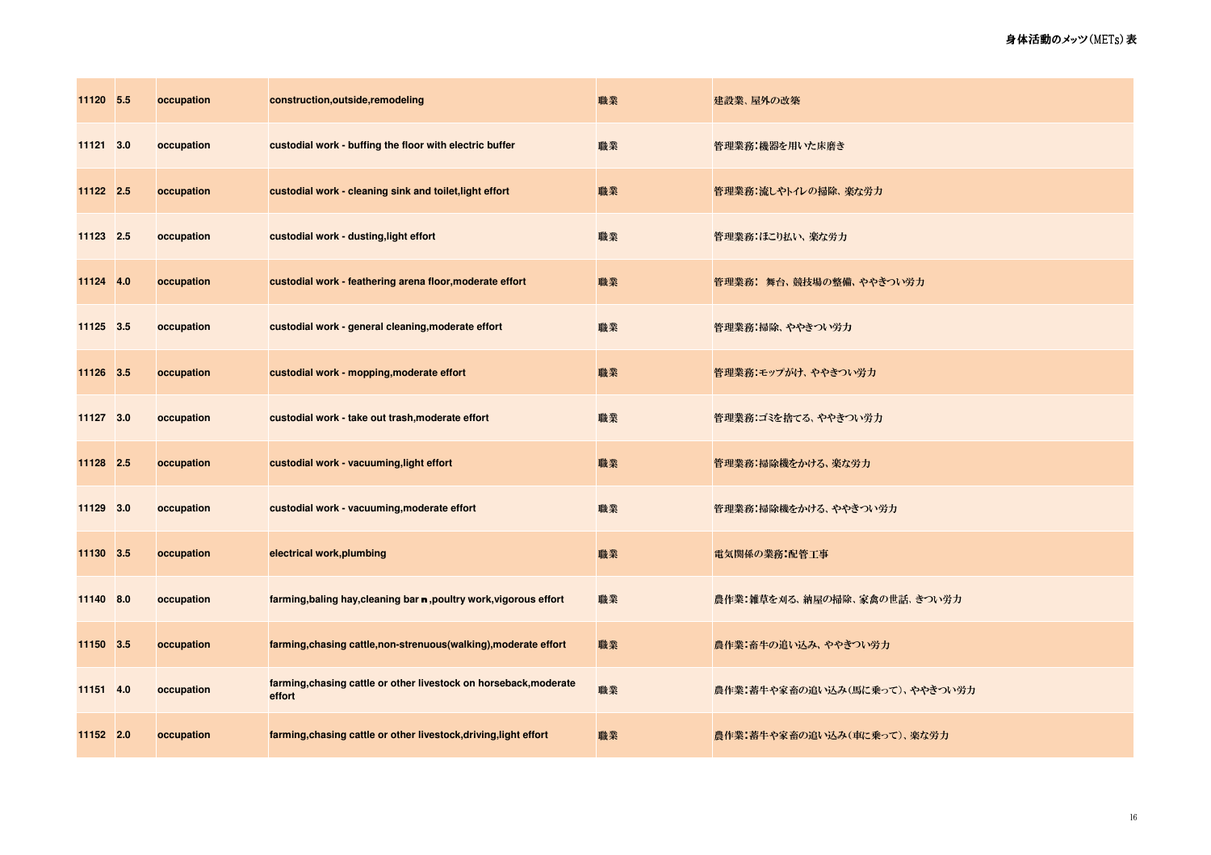| | | | | | |
|---|---|---|---|---|---|
| 11120 | 5.5 | occupation | construction,outside,remodeling | 職業 | 建設業、屋外の改築 |
| 11121 | 3.0 | occupation | custodial work - buffing the floor with electric buffer | 職業 | 管理業務:機器を用いた床磨き |
| 11122 | 2.5 | occupation | custodial work - cleaning sink and toilet,light effort | 職業 | 管理業務:流しやトイレの掃除、楽な労力 |
| 11123 | 2.5 | occupation | custodial work - dusting,light effort | 職業 | 管理業務:ほこり払い、楽な労力 |
| 11124 | 4.0 | occupation | custodial work - feathering arena floor,moderate effort | 職業 | 管理業務: 舞台、競技場の整備、ややきつい労力 |
| 11125 | 3.5 | occupation | custodial work - general cleaning,moderate effort | 職業 | 管理業務:掃除、ややきつい労力 |
| 11126 | 3.5 | occupation | custodial work - mopping,moderate effort | 職業 | 管理業務:モップがけ、ややきつい労力 |
| 11127 | 3.0 | occupation | custodial work - take out trash,moderate effort | 職業 | 管理業務:ゴミを捨てる、ややきつい労力 |
| 11128 | 2.5 | occupation | custodial work - vacuuming,light effort | 職業 | 管理業務:掃除機をかける、楽な労力 |
| 11129 | 3.0 | occupation | custodial work - vacuuming,moderate effort | 職業 | 管理業務:掃除機をかける、ややきつい労力 |
| 11130 | 3.5 | occupation | electrical work,plumbing | 職業 | 電気関係の業務:配管工事 |
| 11140 | 8.0 | occupation | farming,baling hay,cleaning bar n ,poultry work,vigorous effort | 職業 | 農作業:雑草を刈る、納屋の掃除、家禽の世話、きつい労力 |
| 11150 | 3.5 | occupation | farming,chasing cattle,non-strenuous(walking),moderate effort | 職業 | 農作業:畜牛の追い込み、ややきつい労力 |
| 11151 | 4.0 | occupation | farming,chasing cattle or other livestock on horseback,moderate effort | 職業 | 農作業:蓄牛や家畜の追い込み(馬に乗って)、ややきつい労力 |
| 11152 | 2.0 | occupation | farming,chasing cattle or other livestock,driving,light effort | 職業 | 農作業:蓄牛や家畜の追い込み(車に乗って)、楽な労力 |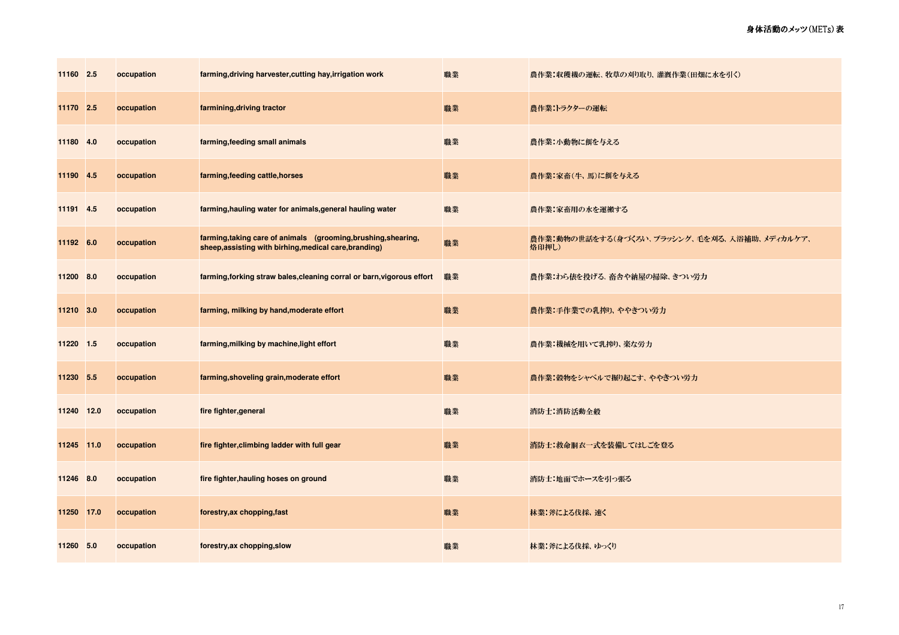| 11160 | 2.5 | occupation | farming,driving harvester,cutting hay,irrigation work | 職業 | 農作業：収穫機の運転、牧草の刈り取り、灌漑作業（田畑に水を引く） |
|---|---|---|---|---|---|
| 11170 | 2.5 | occupation | farmining,driving tractor | 職業 | 農作業：トラクターの運転 |
| 11180 | 4.0 | occupation | farming,feeding small animals | 職業 | 農作業：小動物に餌を与える |
| 11190 | 4.5 | occupation | farming,feeding cattle,horses | 職業 | 農作業：家畜（牛、馬）に餌を与える |
| 11191 | 4.5 | occupation | farming,hauling water for animals,general hauling water | 職業 | 農作業：家畜用の水を運搬する |
| 11192 | 6.0 | occupation | farming,taking care of animals (grooming,brushing,shearing, sheep,assisting with birhing,medical care,branding) | 職業 | 農作業：動物の世話をする（身づくろい、ブラッシング、毛を刈る、入浴補助、メディカルケア、烙印押し） |
| 11200 | 8.0 | occupation | farming,forking straw bales,cleaning corral or barn,vigorous effort | 職業 | 農作業：わら俵を投げる、畜舎や納屋の掃除、きつい労力 |
| 11210 | 3.0 | occupation | farming, milking by hand,moderate effort | 職業 | 農作業：手作業での乳搾り、ややきつい労力 |
| 11220 | 1.5 | occupation | farming,milking by machine,light effort | 職業 | 農作業：機械を用いて乳搾り、楽な労力 |
| 11230 | 5.5 | occupation | farming,shoveling grain,moderate effort | 職業 | 農作業：穀物をシャベルで掘り起こす、ややきつい労力 |
| 11240 | 12.0 | occupation | fire fighter,general | 職業 | 消防士：消防活動全般 |
| 11245 | 11.0 | occupation | fire fighter,climbing ladder with full gear | 職業 | 消防士：救命胴衣一式を装備してはしごを登る |
| 11246 | 8.0 | occupation | fire fighter,hauling hoses on ground | 職業 | 消防士：地面でホースを引っ張る |
| 11250 | 17.0 | occupation | forestry,ax chopping,fast | 職業 | 林業：斧による伐採、速く |
| 11260 | 5.0 | occupation | forestry,ax chopping,slow | 職業 | 林業：斧による伐採、ゆっくり |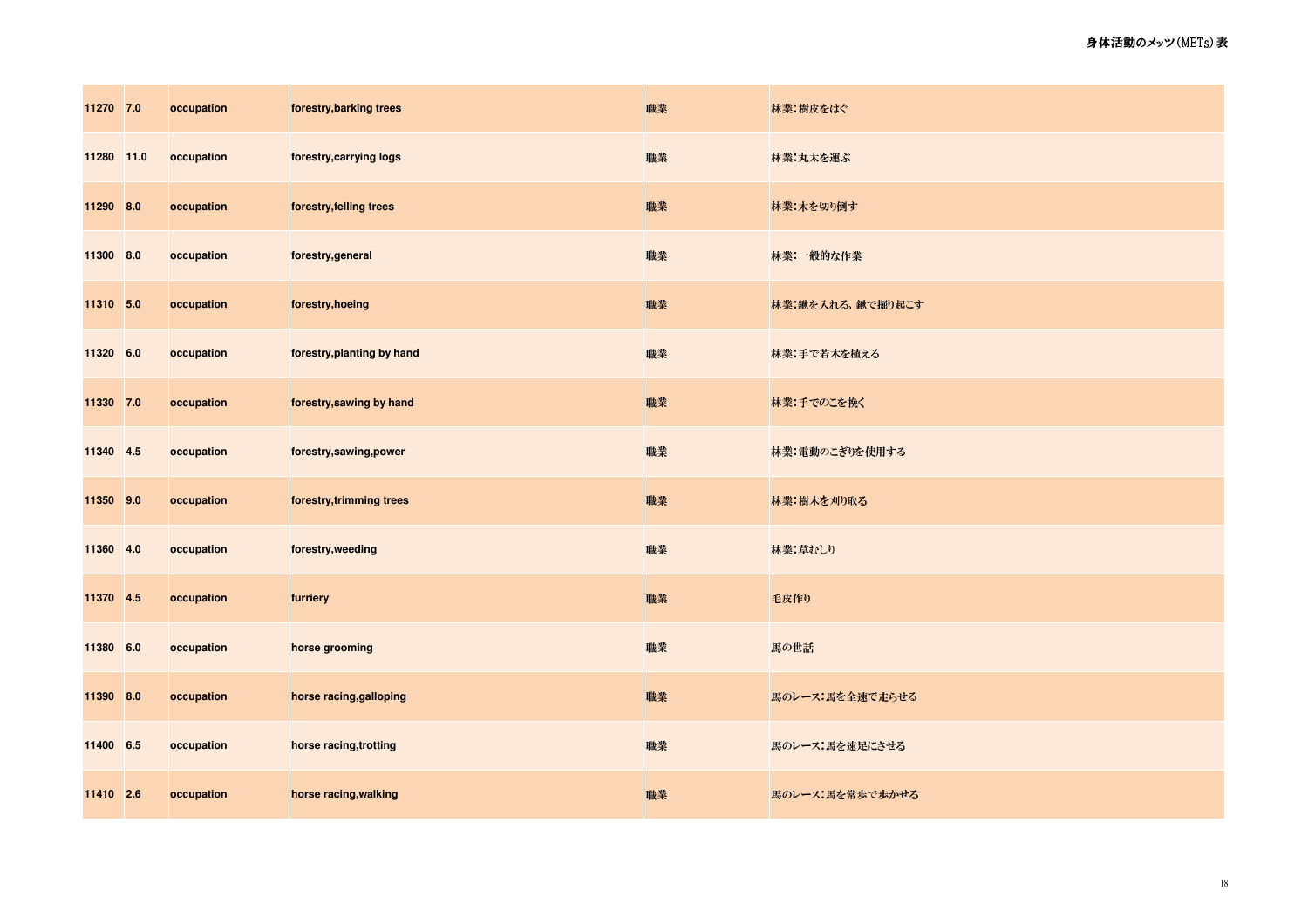| 11270 | 7.0 | occupation | forestry,barking trees | 職業 | 林業：樹皮をはぐ |
|---|---|---|---|---|---|
| 11280 | 11.0 | occupation | forestry,carrying logs | 職業 | 林業：丸太を運ぶ |
| 11290 | 8.0 | occupation | forestry,felling trees | 職業 | 林業：木を切り倒す |
| 11300 | 8.0 | occupation | forestry,general | 職業 | 林業：一般的な作業 |
| 11310 | 5.0 | occupation | forestry,hoeing | 職業 | 林業：鍬を入れる、鍬で掘り起こす |
| 11320 | 6.0 | occupation | forestry,planting by hand | 職業 | 林業：手で若木を植える |
| 11330 | 7.0 | occupation | forestry,sawing by hand | 職業 | 林業：手でのこを挽く |
| 11340 | 4.5 | occupation | forestry,sawing,power | 職業 | 林業：電動のこぎりを使用する |
| 11350 | 9.0 | occupation | forestry,trimming trees | 職業 | 林業：樹木を刈り取る |
| 11360 | 4.0 | occupation | forestry,weeding | 職業 | 林業：草むしり |
| 11370 | 4.5 | occupation | furriery | 職業 | 毛皮作り |
| 11380 | 6.0 | occupation | horse grooming | 職業 | 馬の世話 |
| 11390 | 8.0 | occupation | horse racing,galloping | 職業 | 馬のレース：馬を全速で走らせる |
| 11400 | 6.5 | occupation | horse racing,trotting | 職業 | 馬のレース：馬を速足にさせる |
| 11410 | 2.6 | occupation | horse racing,walking | 職業 | 馬のレース：馬を常歩で歩かせる |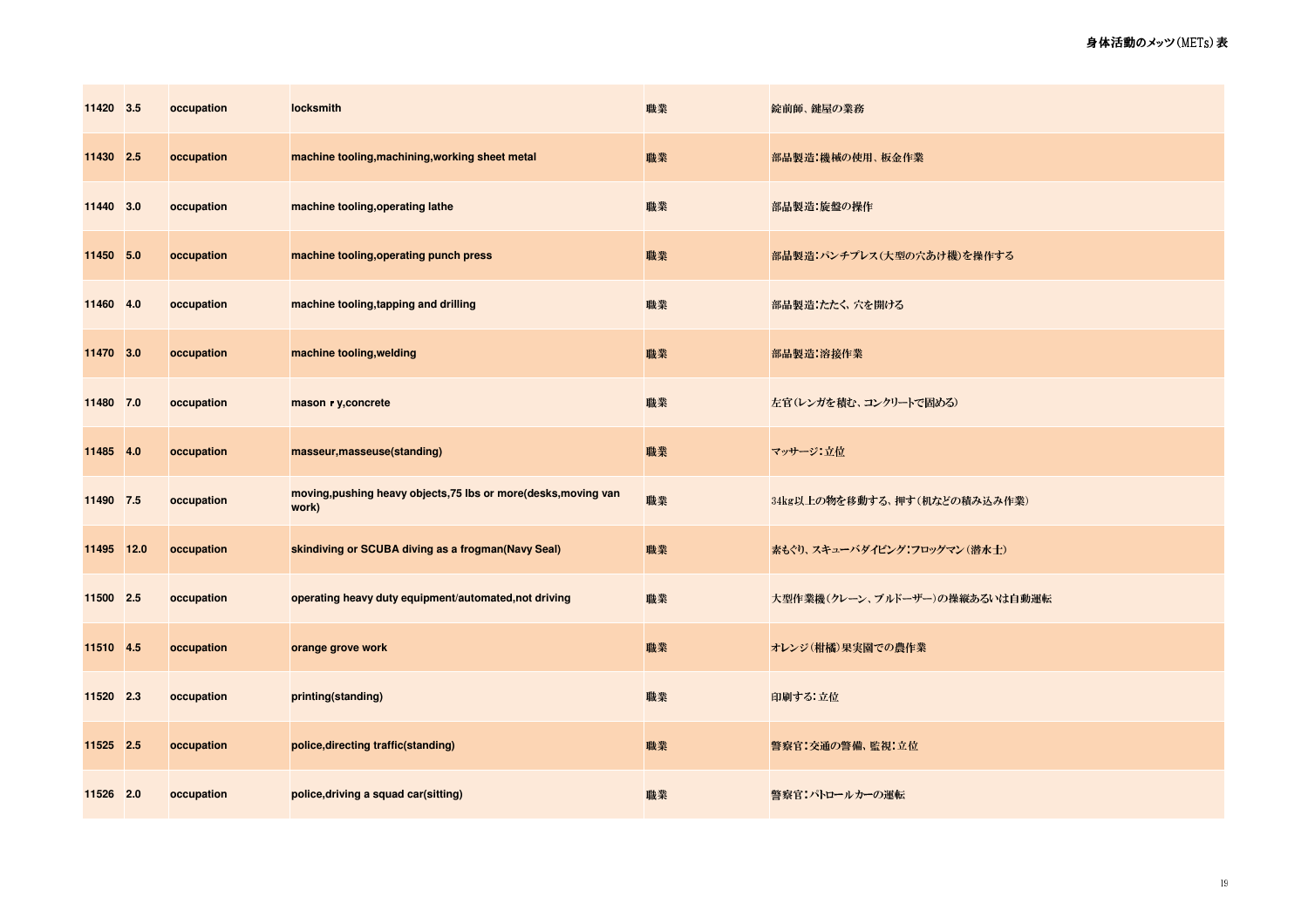| 11420 | 3.5 | occupation | locksmith | 職業 | 錠前師、鍵屋の業務 |
|---|---|---|---|---|---|
| 11430 | 2.5 | occupation | machine tooling,machining,working sheet metal | 職業 | 部品製造:機械の使用、板金作業 |
| 11440 | 3.0 | occupation | machine tooling,operating lathe | 職業 | 部品製造:旋盤の操作 |
| 11450 | 5.0 | occupation | machine tooling,operating punch press | 職業 | 部品製造:パンチプレス(大型の穴あけ機)を操作する |
| 11460 | 4.0 | occupation | machine tooling,tapping and drilling | 職業 | 部品製造:たたく、穴を開ける |
| 11470 | 3.0 | occupation | machine tooling,welding | 職業 | 部品製造:溶接作業 |
| 11480 | 7.0 | occupation | mason r y,concrete | 職業 | 左官(レンガを積む、コンクリートで固める) |
| 11485 | 4.0 | occupation | masseur,masseuse(standing) | 職業 | マッサージ:立位 |
| 11490 | 7.5 | occupation | moving,pushing heavy objects,75 lbs or more(desks,moving van work) | 職業 | 34kg以上の物を移動する、押す(机などの積み込み作業) |
| 11495 | 12.0 | occupation | skindiving or SCUBA diving as a frogman(Navy Seal) | 職業 | 素もぐり、スキューバダイビング:フロッグマン(潜水士) |
| 11500 | 2.5 | occupation | operating heavy duty equipment/automated,not driving | 職業 | 大型作業機(クレーン、ブルドーザー)の操縦あるいは自動運転 |
| 11510 | 4.5 | occupation | orange grove work | 職業 | オレンジ(柑橘)果実園での農作業 |
| 11520 | 2.3 | occupation | printing(standing) | 職業 | 印刷する:立位 |
| 11525 | 2.5 | occupation | police,directing traffic(standing) | 職業 | 警察官:交通の警備、監視:立位 |
| 11526 | 2.0 | occupation | police,driving a squad car(sitting) | 職業 | 警察官:パトロールカーの運転 |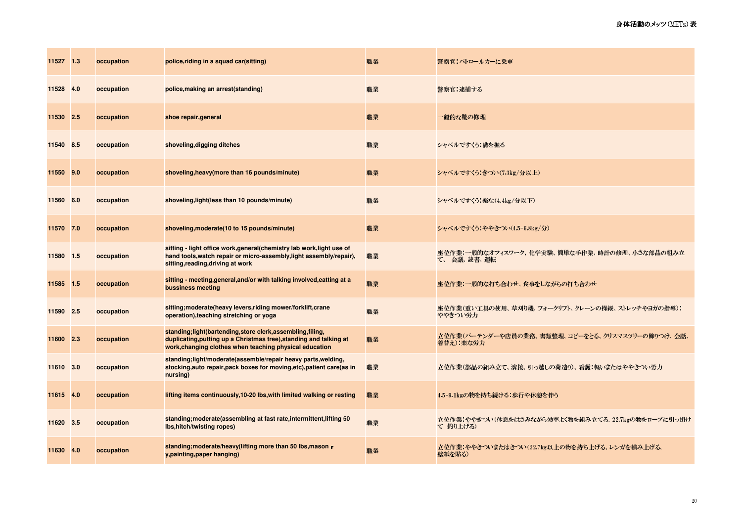| | | | | | |
|---|---|---|---|---|---|
| 11527 | 1.3 | occupation | police,riding in a squad car(sitting) | 職業 | 警察官：パトロールカーに乗車 |
| 11528 | 4.0 | occupation | police,making an arrest(standing) | 職業 | 警察官：逮捕する |
| 11530 | 2.5 | occupation | shoe repair,general | 職業 | 一般的な靴の修理 |
| 11540 | 8.5 | occupation | shoveling,digging ditches | 職業 | シャベルですくう：溝を掘る |
| 11550 | 9.0 | occupation | shoveling,heavy(more than 16 pounds/minute) | 職業 | シャベルですくう：きつい(7.3kg/分以上) |
| 11560 | 6.0 | occupation | shoveling,light(less than 10 pounds/minute) | 職業 | シャベルですくう：楽な(4.4kg/分以下) |
| 11570 | 7.0 | occupation | shoveling,moderate(10 to 15 pounds/minute) | 職業 | シャベルですくう：ややきつい(4.5-6.8kg/分) |
| 11580 | 1.5 | occupation | sitting - light office work,general(chemistry lab work,light use of hand tools,watch repair or micro-assembly,light assembly/repair), sitting,reading,driving at work | 職業 | 座位作業：一般的なオフィスワーク、化学実験、簡単な手作業、時計の修理、小さな部品の組み立て、会議、読書、運転 |
| 11585 | 1.5 | occupation | sitting - meeting,general,and/or with talking involved,eatting at a bussiness meeting | 職業 | 座位作業：一般的な打ち合わせ、食事をしながらの打ち合わせ |
| 11590 | 2.5 | occupation | sitting;moderate(heavy levers,riding mower/forklift,crane operation),teaching stretching or yoga | 職業 | 座位作業(重い工具の使用、草刈り機、フォークリフト、クレーンの操縦、ストレッチやヨガの指導)：ややきつい労力 |
| 11600 | 2.3 | occupation | standing;light(bartending,store clerk,assembling,filing, duplicating,putting up a Christmas tree),standing and talking at work,changing clothes when teaching physical education | 職業 | 立位作業(バーテンダーや店員の業務、書類整理、コピーをとる、クリスマスツリーの飾りつけ、会話、着替え)：楽な労力 |
| 11610 | 3.0 | occupation | standing;light/moderate(assemble/repair heavy parts,welding, stocking,auto repair,pack boxes for moving,etc),patient care(as in nursing) | 職業 | 立位作業(部品の組み立て、溶接、引っ越しの荷造り)、看護：軽いまたはややきつい労力 |
| 11615 | 4.0 | occupation | lifting items continuously,10-20 lbs,with limited walking or resting | 職業 | 4.5-9.1kgの物を持ち続ける：歩行や休憩を伴う |
| 11620 | 3.5 | occupation | standing;moderate(assembling at fast rate,intermittent,lifting 50 lbs,hitch/twisting ropes) | 職業 | 立位作業：ややきつい(休息をはさみながら効率よく物を組み立てる、22.7kgの物をロープに引っ掛けて 釣り上げる) |
| 11630 | 4.0 | occupation | standing;moderate/heavy(lifting more than 50 lbs,mason y,painting,paper hanging) | 職業 | 立位作業：ややきついまたはきつい(22.7kg以上の物を持ち上げる、レンガを積み上げる、壁紙を貼る) |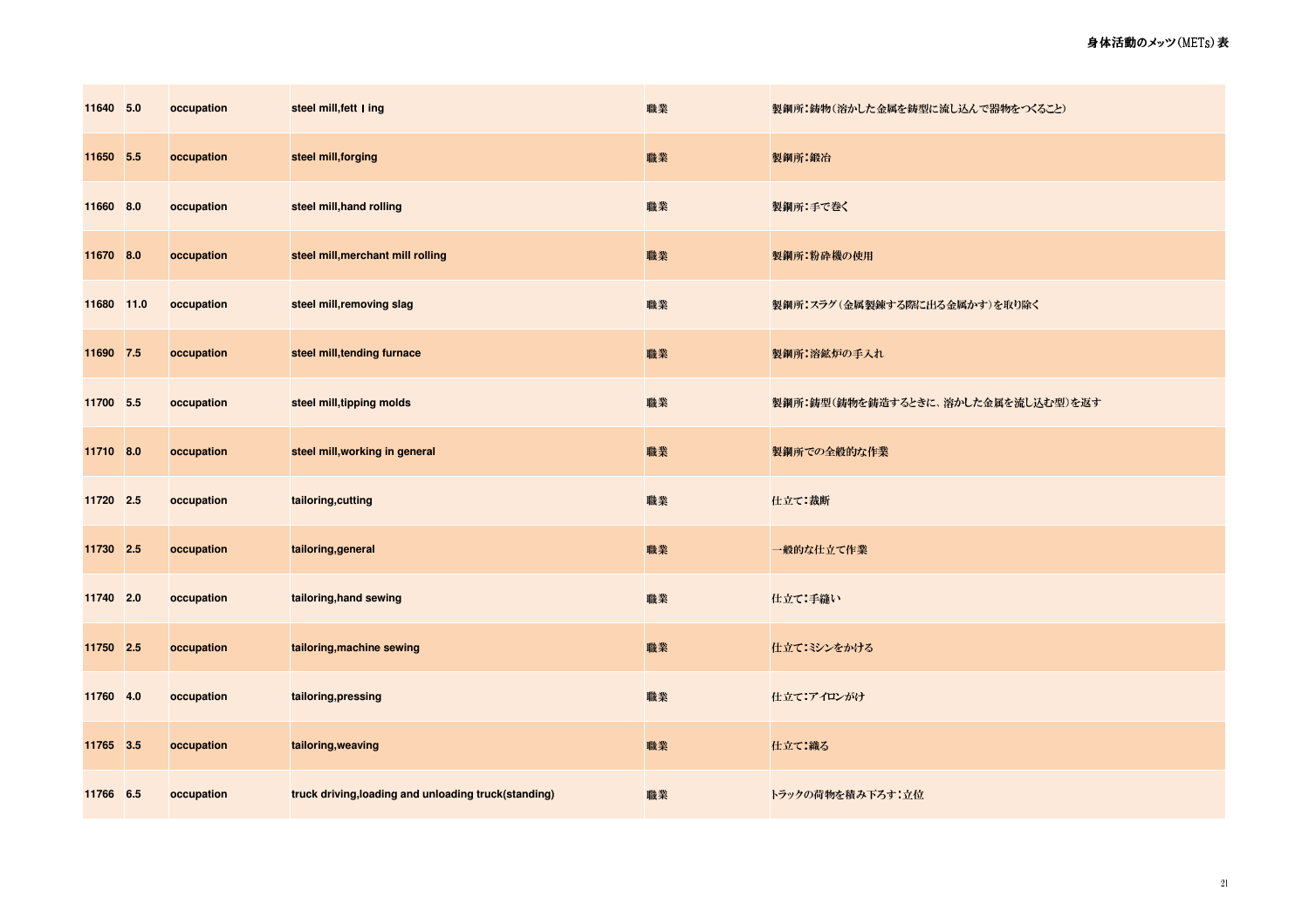| | | | | | |
|---|---|---|---|---|---|
| 11640 | 5.0 | occupation | steel mill,fett I ing | 職業 | 製鋼所：鋳物（溶かした金属を鋳型に流し込んで器物をつくること） |
| 11650 | 5.5 | occupation | steel mill,forging | 職業 | 製鋼所：鍛冶 |
| 11660 | 8.0 | occupation | steel mill,hand rolling | 職業 | 製鋼所：手で巻く |
| 11670 | 8.0 | occupation | steel mill,merchant mill rolling | 職業 | 製鋼所：粉砕機の使用 |
| 11680 | 11.0 | occupation | steel mill,removing slag | 職業 | 製鋼所：スラグ（金属製錬する際に出る金属かす）を取り除く |
| 11690 | 7.5 | occupation | steel mill,tending furnace | 職業 | 製鋼所：溶鉱炉の手入れ |
| 11700 | 5.5 | occupation | steel mill,tipping molds | 職業 | 製鋼所：鋳型（鋳物を鋳造するときに、溶かした金属を流し込む型）を返す |
| 11710 | 8.0 | occupation | steel mill,working in general | 職業 | 製鋼所での全般的な作業 |
| 11720 | 2.5 | occupation | tailoring,cutting | 職業 | 仕立て：裁断 |
| 11730 | 2.5 | occupation | tailoring,general | 職業 | 一般的な仕立て作業 |
| 11740 | 2.0 | occupation | tailoring,hand sewing | 職業 | 仕立て：手縫い |
| 11750 | 2.5 | occupation | tailoring,machine sewing | 職業 | 仕立て：ミシンをかける |
| 11760 | 4.0 | occupation | tailoring,pressing | 職業 | 仕立て：アイロンがけ |
| 11765 | 3.5 | occupation | tailoring,weaving | 職業 | 仕立て：織る |
| 11766 | 6.5 | occupation | truck driving,loading and unloading truck(standing) | 職業 | トラックの荷物を積み下ろす：立位 |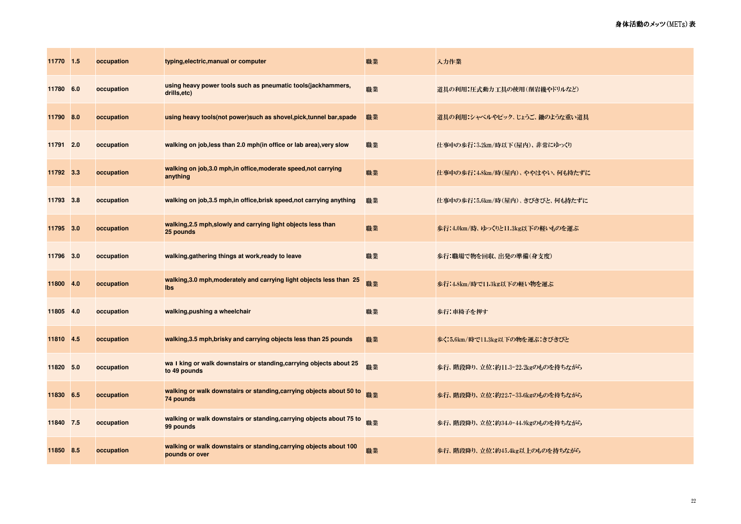| 11770 | 1.5 | occupation | typing,electric,manual or computer | 職業 | 入力作業 |
|---|---|---|---|---|---|
| 11780 | 6.0 | occupation | using heavy power tools such as pneumatic tools(jackhammers, drills,etc) | 職業 | 道具の利用：圧式動力工具の使用（削岩機やドリルなど） |
| 11790 | 8.0 | occupation | using heavy tools(not power)such as shovel,pick,tunnel bar,spade | 職業 | 道具の利用：シャベルやピック、じょうご、鋤のような重い道具 |
| 11791 | 2.0 | occupation | walking on job,less than 2.0 mph(in office or lab area),very slow | 職業 | 仕事中の歩行：3.2km/時以下（屋内）、非常にゆっくり |
| 11792 | 3.3 | occupation | walking on job,3.0 mph,in office,moderate speed,not carrying anything | 職業 | 仕事中の歩行：4.8km/時（屋内）、ややはやい、何も持たずに |
| 11793 | 3.8 | occupation | walking on job,3.5 mph,in office,brisk speed,not carrying anything | 職業 | 仕事中の歩行：5.6km/時（屋内）、きびきびと、何も持たずに |
| 11795 | 3.0 | occupation | walking,2.5 mph,slowly and carrying light objects less than 25 pounds | 職業 | 歩行：4.0km/時、ゆっくりと11.3kg以下の軽いものを運ぶ |
| 11796 | 3.0 | occupation | walking,gathering things at work,ready to leave | 職業 | 歩行：職場で物を回収、出発の準備（身支度） |
| 11800 | 4.0 | occupation | walking,3.0 mph,moderately and carrying light objects less than 25 lbs | 職業 | 歩行：4.8km/時で11.3kg以下の軽い物を運ぶ |
| 11805 | 4.0 | occupation | walking,pushing a wheelchair | 職業 | 歩行：車椅子を押す |
| 11810 | 4.5 | occupation | walking,3.5 mph,brisky and carrying objects less than 25 pounds | 職業 | 歩く：5.6km/時で11.3kg以下の物を運ぶ：きびきびと |
| 11820 | 5.0 | occupation | wa l king or walk downstairs or standing,carrying objects about 25 to 49 pounds | 職業 | 歩行、階段降り、立位：約11.3-22.2kgのものを持ちながら |
| 11830 | 6.5 | occupation | walking or walk downstairs or standing,carrying objects about 50 to 74 pounds | 職業 | 歩行、階段降り、立位：約22.7-33.6kgのものを持ちながら |
| 11840 | 7.5 | occupation | walking or walk downstairs or standing,carrying objects about 75 to 99 pounds | 職業 | 歩行、階段降り、立位：約34.0-44.9kgのものを持ちながら |
| 11850 | 8.5 | occupation | walking or walk downstairs or standing,carrying objects about 100 pounds or over | 職業 | 歩行、階段降り、立位：約45.4kg以上のものを持ちながら |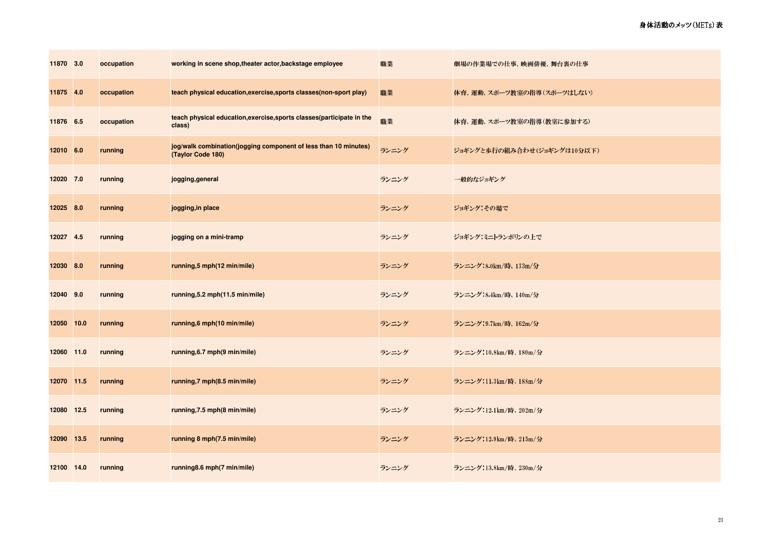| | | | | | |
|---|---|---|---|---|---|
| 11870 | 3.0 | occupation | working in scene shop,theater actor,backstage employee | 職業 | 劇場の作業場での仕事、映画俳優、舞台裏の仕事 |
| 11875 | 4.0 | occupation | teach physical education,exercise,sports classes(non-sport play) | 職業 | 体育、運動、スポーツ教室の指導(スポーツはしない) |
| 11876 | 6.5 | occupation | teach physical education,exercise,sports classes(participate in the class) | 職業 | 体育、運動、スポーツ教室の指導(教室に参加する) |
| 12010 | 6.0 | running | jog/walk combination(jogging component of less than 10 minutes) (Taylor Code 180) | ランニング | ジョギングと歩行の組み合わせ(ジョギングは10分以下) |
| 12020 | 7.0 | running | jogging,general | ランニング | 一般的なジョギング |
| 12025 | 8.0 | running | jogging,in place | ランニング | ジョギング:その場で |
| 12027 | 4.5 | running | jogging on a mini-tramp | ランニング | ジョギング:ミニトランポリンの上で |
| 12030 | 8.0 | running | running,5 mph(12 min/mile) | ランニング | ランニング:8.0km/時、133m/分 |
| 12040 | 9.0 | running | running,5.2 mph(11.5 min/mile) | ランニング | ランニング:8.4km/時、140m/分 |
| 12050 | 10.0 | running | running,6 mph(10 min/mile) | ランニング | ランニング:9.7km/時、162m/分 |
| 12060 | 11.0 | running | running,6.7 mph(9 min/mile) | ランニング | ランニング:10.8km/時、180m/分 |
| 12070 | 11.5 | running | running,7 mph(8.5 min/mile) | ランニング | ランニング:11.3km/時、188m/分 |
| 12080 | 12.5 | running | running,7.5 mph(8 min/mile) | ランニング | ランニング:12.1km/時、202m/分 |
| 12090 | 13.5 | running | running 8 mph(7.5 min/mile) | ランニング | ランニング:12.9km/時、215m/分 |
| 12100 | 14.0 | running | running8.6 mph(7 min/mile) | ランニング | ランニング:13.8km/時、230m/分 |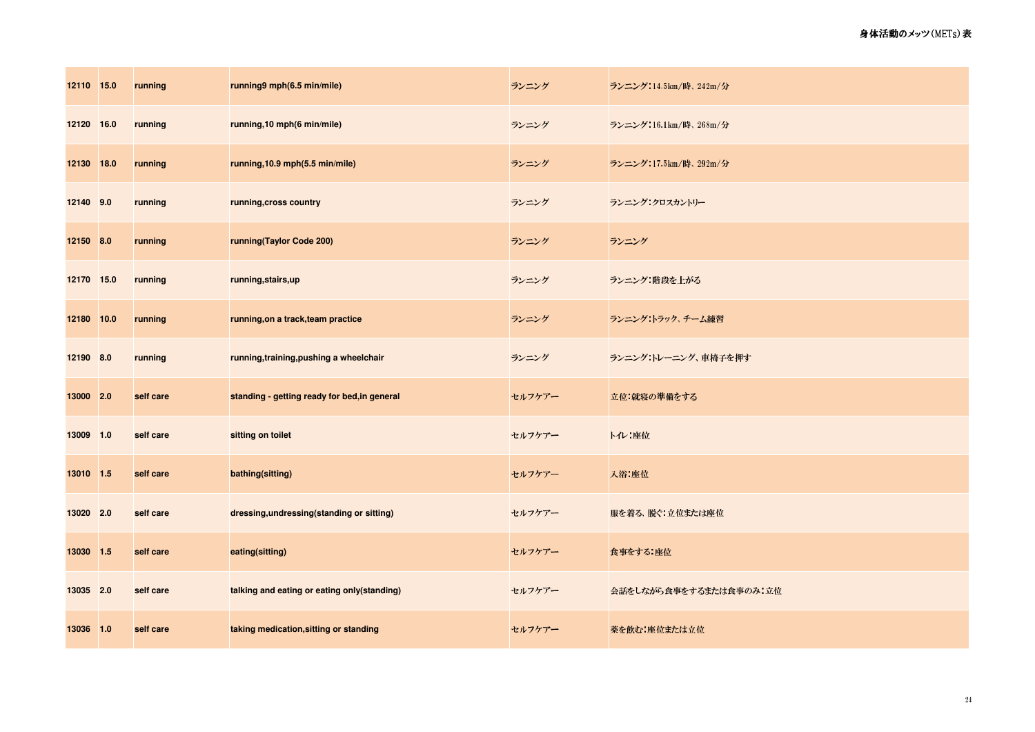| 12110 | 15.0 | running | running9 mph(6.5 min/mile) | ランニング | ランニング：14.5km/時、242m/分 |
|---|---|---|---|---|---|
| 12120 | 16.0 | running | running,10 mph(6 min/mile) | ランニング | ランニング：16.1km/時、268m/分 |
| 12130 | 18.0 | running | running,10.9 mph(5.5 min/mile) | ランニング | ランニング：17.5km/時、292m/分 |
| 12140 | 9.0 | running | running,cross country | ランニング | ランニング：クロスカントリー |
| 12150 | 8.0 | running | running(Taylor Code 200) | ランニング | ランニング |
| 12170 | 15.0 | running | running,stairs,up | ランニング | ランニング：階段を上がる |
| 12180 | 10.0 | running | running,on a track,team practice | ランニング | ランニング：トラック、チーム練習 |
| 12190 | 8.0 | running | running,training,pushing a wheelchair | ランニング | ランニング：トレーニング、車椅子を押す |
| 13000 | 2.0 | self care | standing - getting ready for bed,in general | セルフケアー | 立位：就寝の準備をする |
| 13009 | 1.0 | self care | sitting on toilet | セルフケアー | トイレ：座位 |
| 13010 | 1.5 | self care | bathing(sitting) | セルフケアー | 入浴：座位 |
| 13020 | 2.0 | self care | dressing,undressing(standing or sitting) | セルフケアー | 服を着る、脱ぐ：立位または座位 |
| 13030 | 1.5 | self care | eating(sitting) | セルフケアー | 食事をする：座位 |
| 13035 | 2.0 | self care | talking and eating or eating only(standing) | セルフケアー | 会話をしながら食事をするまたは食事のみ：立位 |
| 13036 | 1.0 | self care | taking medication,sitting or standing | セルフケアー | 薬を飲む：座位または立位 |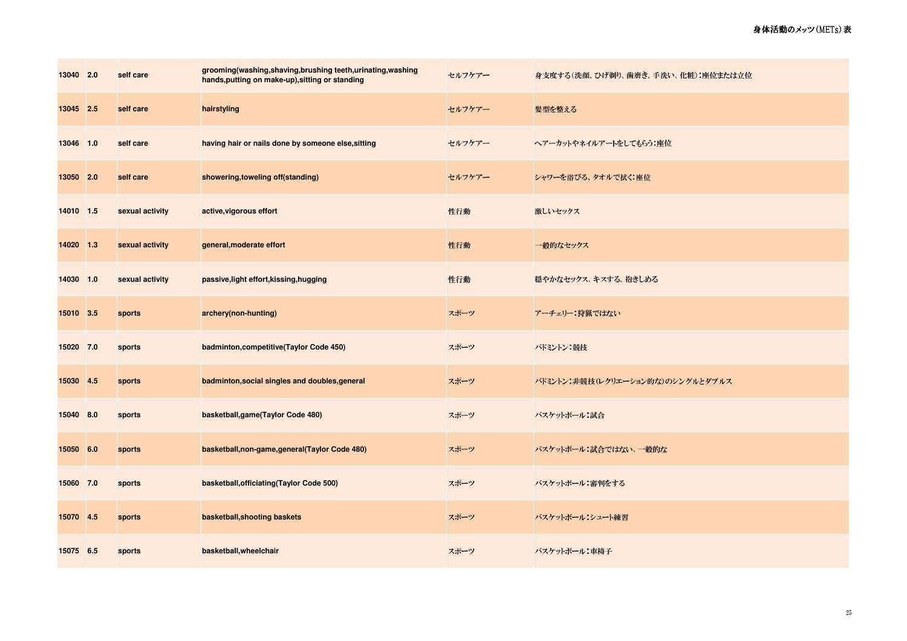| | | | | | |
|---|---|---|---|---|---|
| 13040 | 2.0 | self care | grooming(washing,shaving,brushing teeth,urinating,washing hands,putting on make-up),sitting or standing | セルフケアー | 身支度する(洗顔、ひげ剃り、歯磨き、手洗い、化粧):座位または立位 |
| 13045 | 2.5 | self care | hairstyling | セルフケアー | 髪型を整える |
| 13046 | 1.0 | self care | having hair or nails done by someone else,sitting | セルフケアー | ヘアーカットやネイルアートをしてもらう:座位 |
| 13050 | 2.0 | self care | showering,toweling off(standing) | セルフケアー | シャワーを浴びる、タオルで拭く:座位 |
| 14010 | 1.5 | sexual activity | active,vigorous effort | 性行動 | 激しいセックス |
| 14020 | 1.3 | sexual activity | general,moderate effort | 性行動 | 一般的なセックス |
| 14030 | 1.0 | sexual activity | passive,light effort,kissing,hugging | 性行動 | 穏やかなセックス、キスする、抱きしめる |
| 15010 | 3.5 | sports | archery(non-hunting) | スポーツ | アーチェリー:狩猟ではない |
| 15020 | 7.0 | sports | badminton,competitive(Taylor Code 450) | スポーツ | バドミントン:競技 |
| 15030 | 4.5 | sports | badminton,social singles and doubles,general | スポーツ | バドミントン:非競技(レクリエーション的な)のシングルとダブルス |
| 15040 | 8.0 | sports | basketball,game(Taylor Code 480) | スポーツ | バスケットボール:試合 |
| 15050 | 6.0 | sports | basketball,non-game,general(Taylor Code 480) | スポーツ | バスケットボール:試合ではない、一般的な |
| 15060 | 7.0 | sports | basketball,officiating(Taylor Code 500) | スポーツ | バスケットボール:審判をする |
| 15070 | 4.5 | sports | basketball,shooting baskets | スポーツ | バスケットボール:シュート練習 |
| 15075 | 6.5 | sports | basketball,wheelchair | スポーツ | バスケットボール:車椅子 |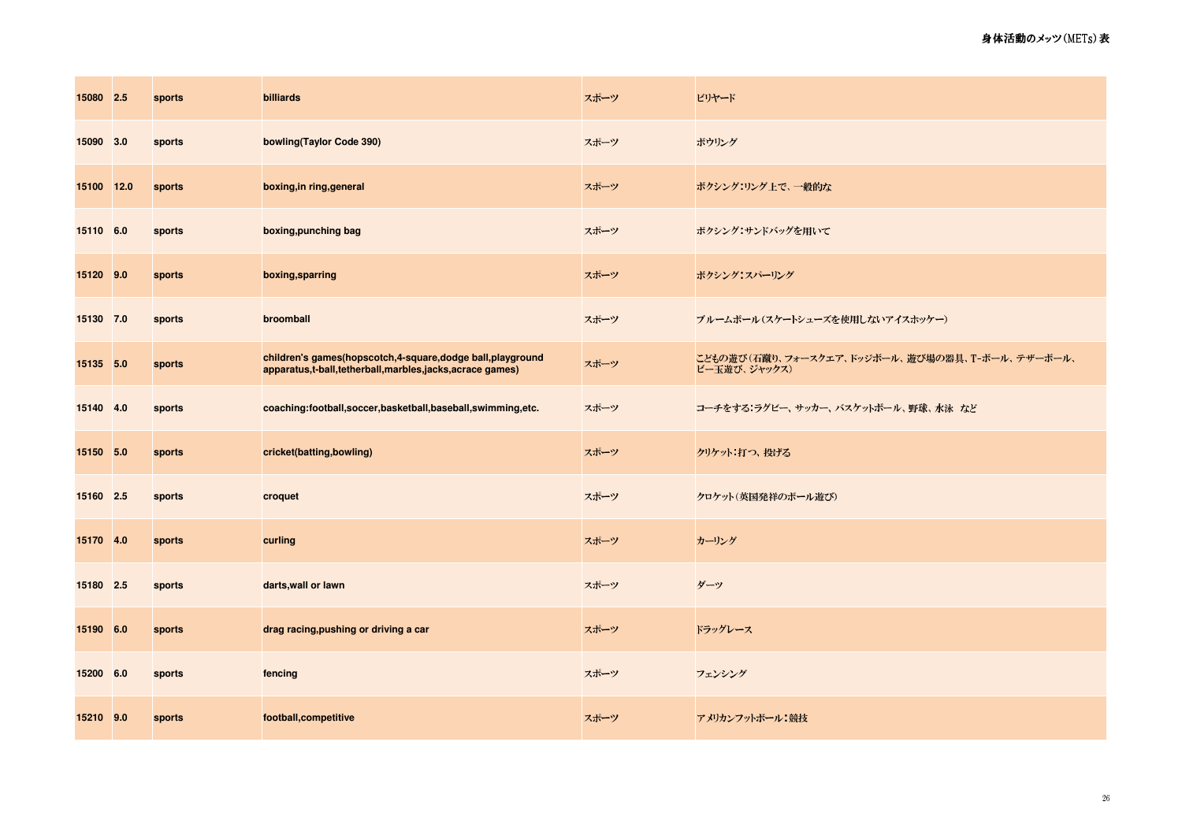| 15080 | 2.5 | sports | billiards | スポーツ | ビリヤード |
|---|---|---|---|---|---|
| 15090 | 3.0 | sports | bowling(Taylor Code 390) | スポーツ | ボウリング |
| 15100 | 12.0 | sports | boxing,in ring,general | スポーツ | ボクシング：リング上で、一般的な |
| 15110 | 6.0 | sports | boxing,punching bag | スポーツ | ボクシング：サンドバッグを用いて |
| 15120 | 9.0 | sports | boxing,sparring | スポーツ | ボクシング：スパーリング |
| 15130 | 7.0 | sports | broomball | スポーツ | ブルームボール（スケートシューズを使用しないアイスホッケー） |
| 15135 | 5.0 | sports | children's games(hopscotch,4-square,dodge ball,playground apparatus,t-ball,tetherball,marbles,jacks,acrace games) | スポーツ | こどもの遊び（石蹴り、フォースクエア、ドッジボール、遊び場の器具、T-ボール、テザーボール、ビー玉遊び、ジャックス） |
| 15140 | 4.0 | sports | coaching:football,soccer,basketball,baseball,swimming,etc. | スポーツ | コーチをする：ラグビー、サッカー、バスケットボール、野球、水泳　など |
| 15150 | 5.0 | sports | cricket(batting,bowling) | スポーツ | クリケット：打つ、投げる |
| 15160 | 2.5 | sports | croquet | スポーツ | クロケット（英国発祥のボール遊び） |
| 15170 | 4.0 | sports | curling | スポーツ | カーリング |
| 15180 | 2.5 | sports | darts,wall or lawn | スポーツ | ダーツ |
| 15190 | 6.0 | sports | drag racing,pushing or driving a car | スポーツ | ドラッグレース |
| 15200 | 6.0 | sports | fencing | スポーツ | フェンシング |
| 15210 | 9.0 | sports | football,competitive | スポーツ | アメリカンフットボール：競技 |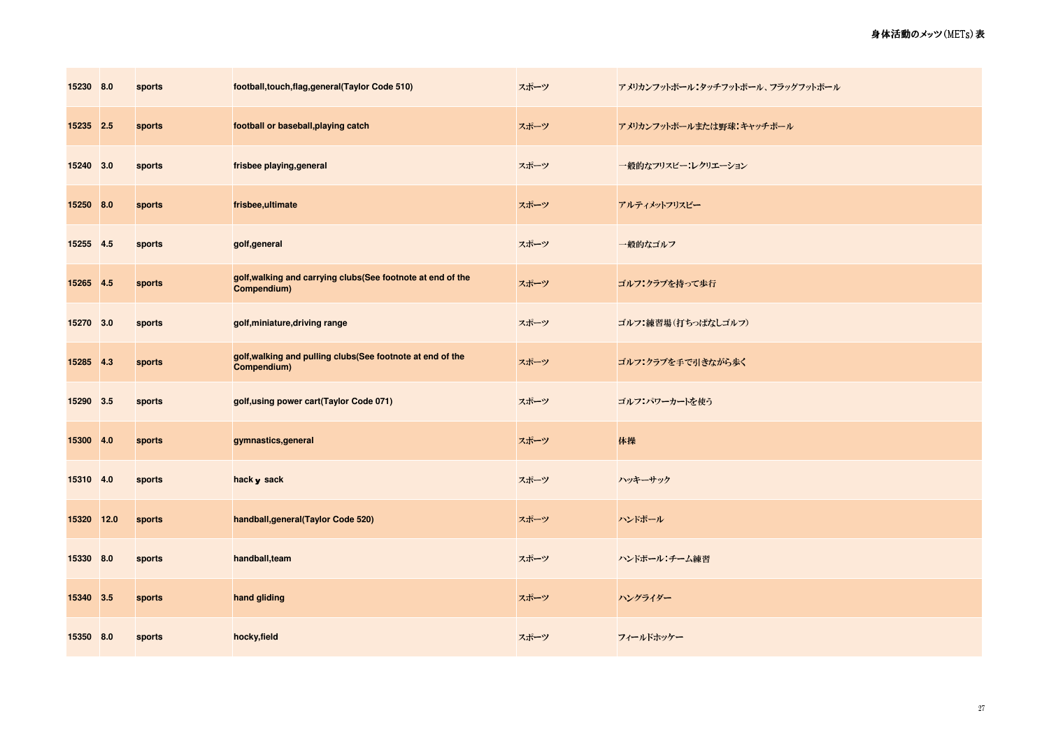| 15230 | 8.0 | sports | football,touch,flag,general(Taylor Code 510) | スポーツ | アメリカンフットボール：タッチフットボール、フラッグフットボール |
|---|---|---|---|---|---|
| 15235 | 2.5 | sports | football or baseball,playing catch | スポーツ | アメリカンフットボールまたは野球：キャッチボール |
| 15240 | 3.0 | sports | frisbee playing,general | スポーツ | 一般的なフリスビー：レクリエーション |
| 15250 | 8.0 | sports | frisbee,ultimate | スポーツ | アルティメットフリスビー |
| 15255 | 4.5 | sports | golf,general | スポーツ | 一般的なゴルフ |
| 15265 | 4.5 | sports | golf,walking and carrying clubs(See footnote at end of the Compendium) | スポーツ | ゴルフ：クラブを持って歩行 |
| 15270 | 3.0 | sports | golf,miniature,driving range | スポーツ | ゴルフ：練習場（打ちっぱなしゴルフ） |
| 15285 | 4.3 | sports | golf,walking and pulling clubs(See footnote at end of the Compendium) | スポーツ | ゴルフ：クラブを手で引きながら歩く |
| 15290 | 3.5 | sports | golf,using power cart(Taylor Code 071) | スポーツ | ゴルフ：パワーカートを使う |
| 15300 | 4.0 | sports | gymnastics,general | スポーツ | 体操 |
| 15310 | 4.0 | sports | hack y sack | スポーツ | ハッキーサック |
| 15320 | 12.0 | sports | handball,general(Taylor Code 520) | スポーツ | ハンドボール |
| 15330 | 8.0 | sports | handball,team | スポーツ | ハンドボール：チーム練習 |
| 15340 | 3.5 | sports | hand gliding | スポーツ | ハングライダー |
| 15350 | 8.0 | sports | hocky,field | スポーツ | フィールドホッケー |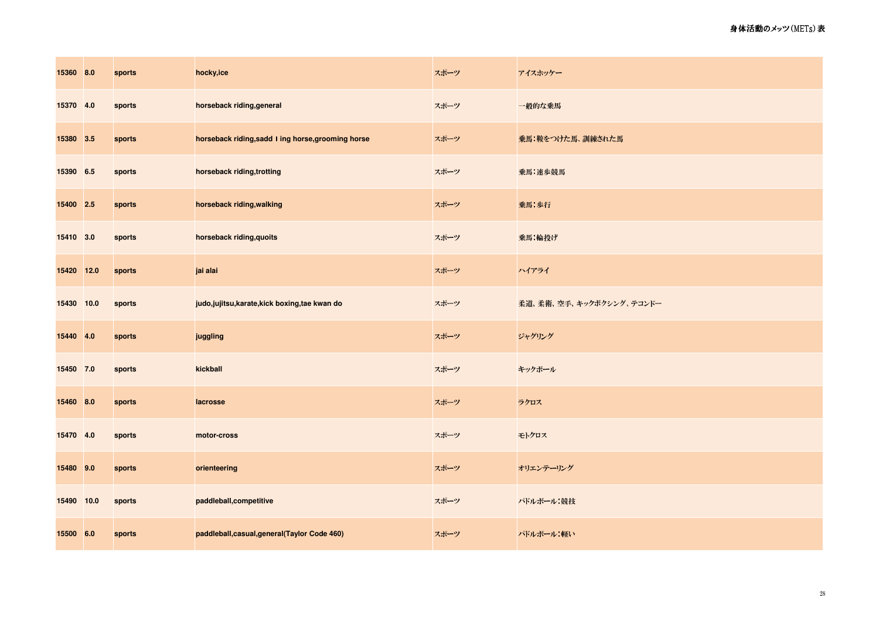| | | | | | |
|---|---|---|---|---|---|
| 15360 | 8.0 | sports | hocky,ice | スポーツ | アイスホッケー |
| 15370 | 4.0 | sports | horseback riding,general | スポーツ | 一般的な乗馬 |
| 15380 | 3.5 | sports | horseback riding,saddｌing horse,grooming horse | スポーツ | 乗馬：鞍をつけた馬、訓練された馬 |
| 15390 | 6.5 | sports | horseback riding,trotting | スポーツ | 乗馬：速歩競馬 |
| 15400 | 2.5 | sports | horseback riding,walking | スポーツ | 乗馬：歩行 |
| 15410 | 3.0 | sports | horseback riding,quoits | スポーツ | 乗馬：輪投げ |
| 15420 | 12.0 | sports | jai alai | スポーツ | ハイアライ |
| 15430 | 10.0 | sports | judo,jujitsu,karate,kick boxing,tae kwan do | スポーツ | 柔道、柔術、空手、キックボクシング、テコンドー |
| 15440 | 4.0 | sports | juggling | スポーツ | ジャグリング |
| 15450 | 7.0 | sports | kickball | スポーツ | キックボール |
| 15460 | 8.0 | sports | lacrosse | スポーツ | ラクロス |
| 15470 | 4.0 | sports | motor-cross | スポーツ | モトクロス |
| 15480 | 9.0 | sports | orienteering | スポーツ | オリエンテーリング |
| 15490 | 10.0 | sports | paddleball,competitive | スポーツ | パドルボール：競技 |
| 15500 | 6.0 | sports | paddleball,casual,general(Taylor Code 460) | スポーツ | パドルボール：軽い |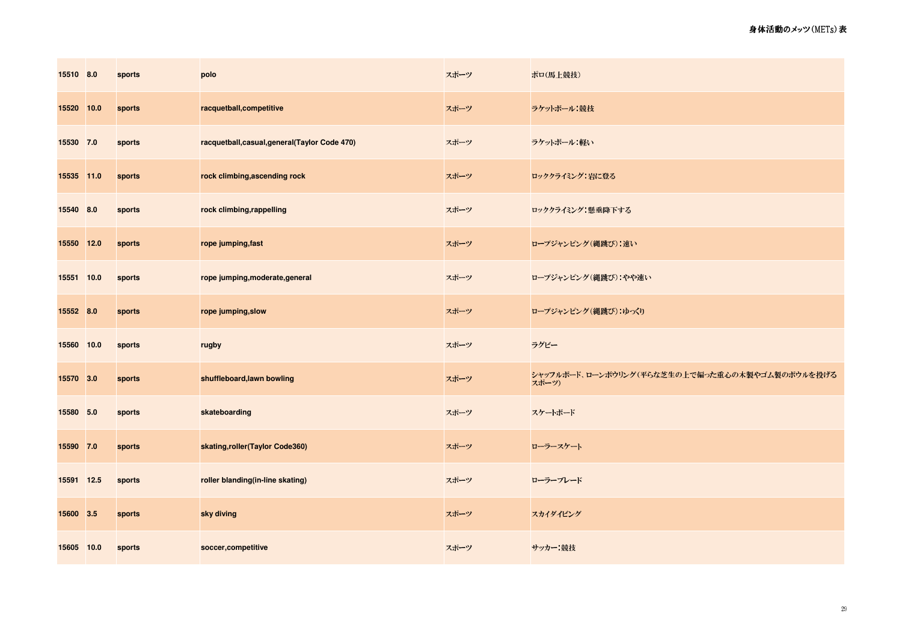| 15510 | 8.0 | sports | polo | スポーツ | ポロ(馬上競技) |
|---|---|---|---|---|---|
| 15520 | 10.0 | sports | racquetball,competitive | スポーツ | ラケットボール：競技 |
| 15530 | 7.0 | sports | racquetball,casual,general(Taylor Code 470) | スポーツ | ラケットボール：軽い |
| 15535 | 11.0 | sports | rock climbing,ascending rock | スポーツ | ロッククライミング：岩に登る |
| 15540 | 8.0 | sports | rock climbing,rappelling | スポーツ | ロッククライミング：懸垂降下する |
| 15550 | 12.0 | sports | rope jumping,fast | スポーツ | ロープジャンピング(縄跳び)：速い |
| 15551 | 10.0 | sports | rope jumping,moderate,general | スポーツ | ロープジャンピング(縄跳び)：やや速い |
| 15552 | 8.0 | sports | rope jumping,slow | スポーツ | ロープジャンピング(縄跳び)：ゆっくり |
| 15560 | 10.0 | sports | rugby | スポーツ | ラグビー |
| 15570 | 3.0 | sports | shuffleboard,lawn bowling | スポーツ | シャッフルボード、ローンボウリング(平らな芝生の上で偏った重心の木製やゴム製のボウルを投げるスポーツ) |
| 15580 | 5.0 | sports | skateboarding | スポーツ | スケートボード |
| 15590 | 7.0 | sports | skating,roller(Taylor Code360) | スポーツ | ローラースケート |
| 15591 | 12.5 | sports | roller blanding(in-line skating) | スポーツ | ローラーブレード |
| 15600 | 3.5 | sports | sky diving | スポーツ | スカイダイビング |
| 15605 | 10.0 | sports | soccer,competitive | スポーツ | サッカー：競技 |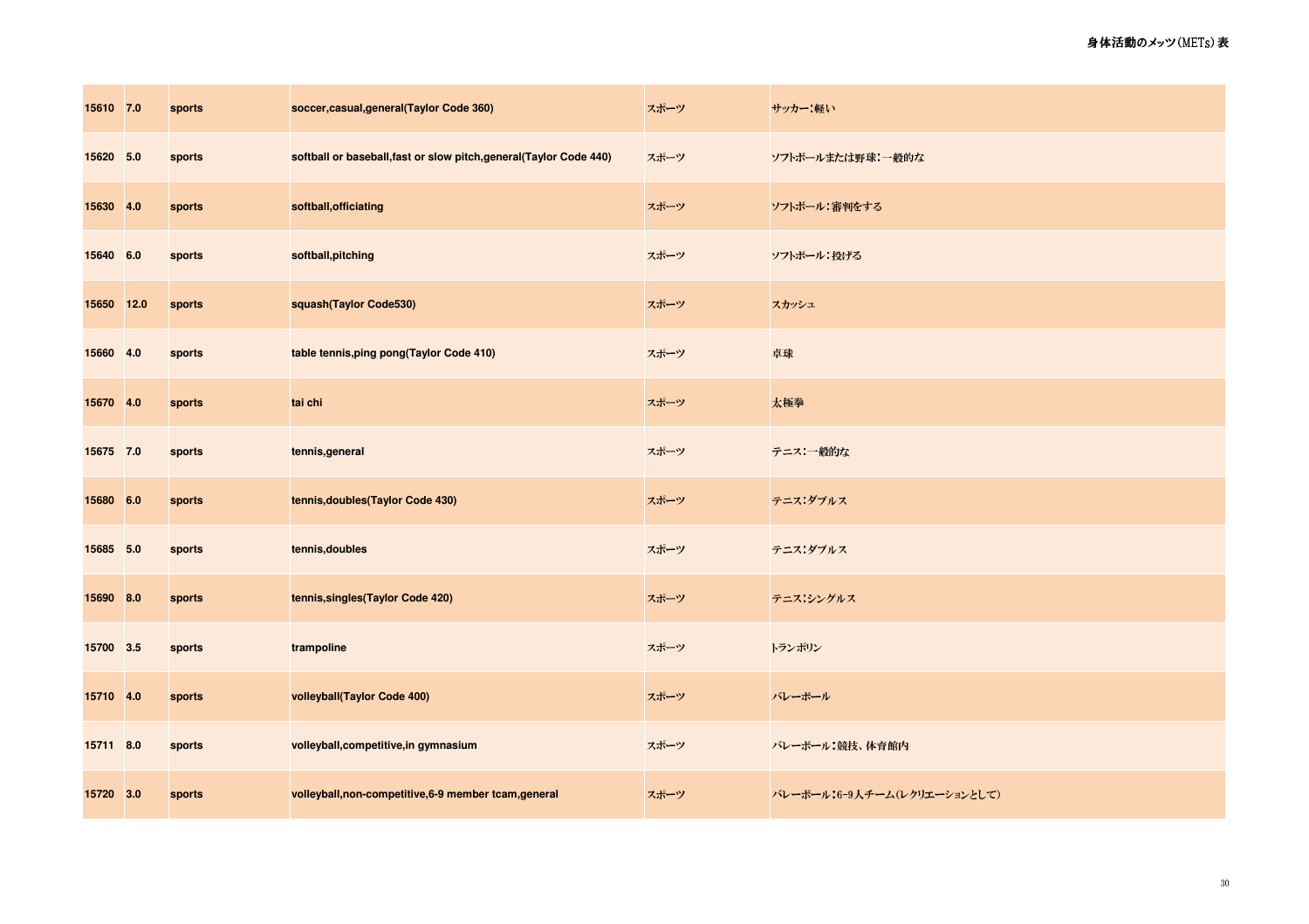| 15610 | 7.0 | sports | soccer,casual,general(Taylor Code 360) | スポーツ | サッカー：軽い |
|---|---|---|---|---|---|
| 15620 | 5.0 | sports | softball or baseball,fast or slow pitch,general(Taylor Code 440) | スポーツ | ソフトボールまたは野球：一般的な |
| 15630 | 4.0 | sports | softball,officiating | スポーツ | ソフトボール：審判をする |
| 15640 | 6.0 | sports | softball,pitching | スポーツ | ソフトボール：投げる |
| 15650 | 12.0 | sports | squash(Taylor Code530) | スポーツ | スカッシュ |
| 15660 | 4.0 | sports | table tennis,ping pong(Taylor Code 410) | スポーツ | 卓球 |
| 15670 | 4.0 | sports | tai chi | スポーツ | 太極拳 |
| 15675 | 7.0 | sports | tennis,general | スポーツ | テニス：一般的な |
| 15680 | 6.0 | sports | tennis,doubles(Taylor Code 430) | スポーツ | テニス：ダブルス |
| 15685 | 5.0 | sports | tennis,doubles | スポーツ | テニス：ダブルス |
| 15690 | 8.0 | sports | tennis,singles(Taylor Code 420) | スポーツ | テニス：シングルス |
| 15700 | 3.5 | sports | trampoline | スポーツ | トランポリン |
| 15710 | 4.0 | sports | volleyball(Taylor Code 400) | スポーツ | バレーボール |
| 15711 | 8.0 | sports | volleyball,competitive,in gymnasium | スポーツ | バレーボール：競技、体育館内 |
| 15720 | 3.0 | sports | volleyball,non-competitive,6-9 member tcam,general | スポーツ | バレーボール：6-9人チーム（レクリエーションとして） |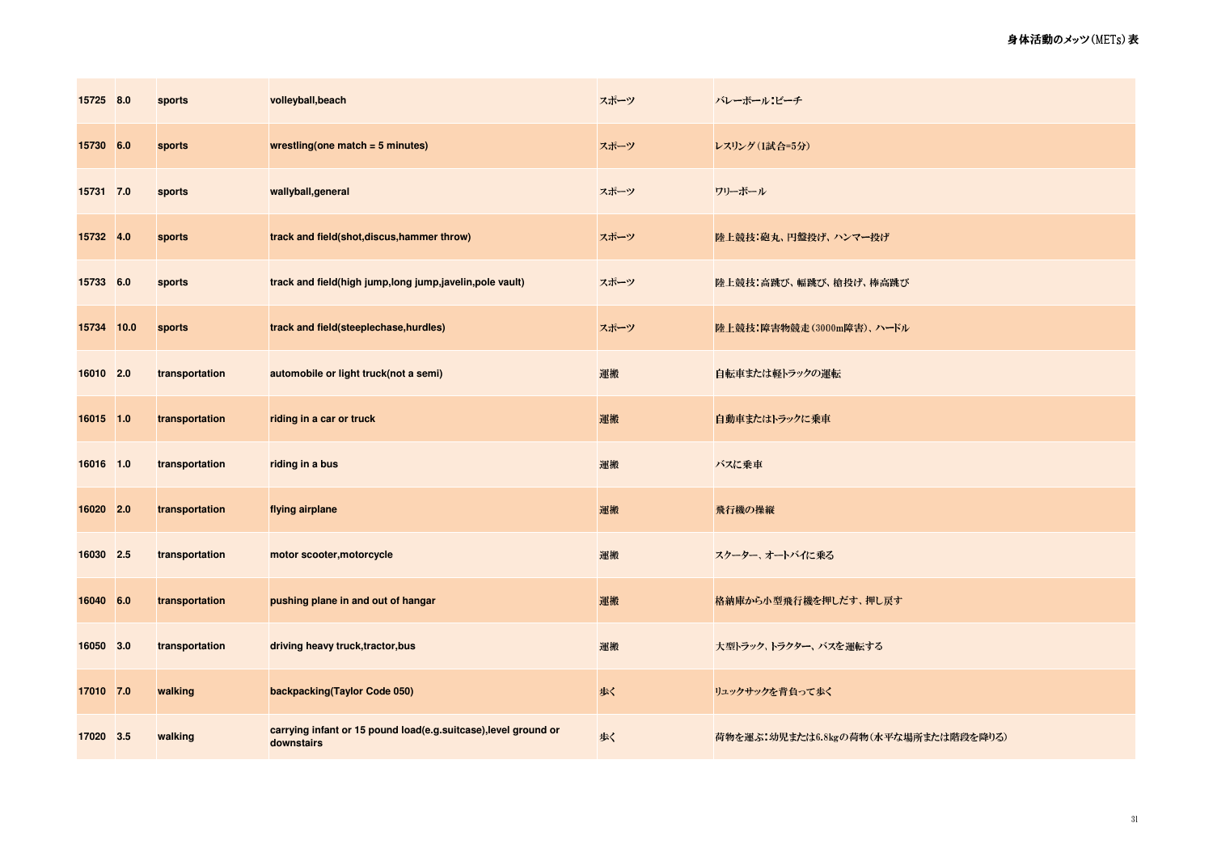| 15725 | 8.0 | sports | volleyball,beach | スポーツ | バレーボール：ビーチ |
|---|---|---|---|---|---|
| 15730 | 6.0 | sports | wrestling(one match = 5 minutes) | スポーツ | レスリング（1試合=5分） |
| 15731 | 7.0 | sports | wallyball,general | スポーツ | ワリーボール |
| 15732 | 4.0 | sports | track and field(shot,discus,hammer throw) | スポーツ | 陸上競技：砲丸、円盤投げ、ハンマー投げ |
| 15733 | 6.0 | sports | track and field(high jump,long jump,javelin,pole vault) | スポーツ | 陸上競技：高跳び、幅跳び、槍投げ、棒高跳び |
| 15734 | 10.0 | sports | track and field(steeplechase,hurdles) | スポーツ | 陸上競技：障害物競走（3000m障害）、ハードル |
| 16010 | 2.0 | transportation | automobile or light truck(not a semi) | 運搬 | 自転車または軽トラックの運転 |
| 16015 | 1.0 | transportation | riding in a car or truck | 運搬 | 自動車またはトラックに乗車 |
| 16016 | 1.0 | transportation | riding in a bus | 運搬 | バスに乗車 |
| 16020 | 2.0 | transportation | flying airplane | 運搬 | 飛行機の操縦 |
| 16030 | 2.5 | transportation | motor scooter,motorcycle | 運搬 | スクーター、オートバイに乗る |
| 16040 | 6.0 | transportation | pushing plane in and out of hangar | 運搬 | 格納庫から小型飛行機を押しだす、押し戻す |
| 16050 | 3.0 | transportation | driving heavy truck,tractor,bus | 運搬 | 大型トラック、トラクター、バスを運転する |
| 17010 | 7.0 | walking | backpacking(Taylor Code 050) | 歩く | リュックサックを背負って歩く |
| 17020 | 3.5 | walking | carrying infant or 15 pound load(e.g.suitcase),level ground or downstairs | 歩く | 荷物を運ぶ：幼児または6.8kgの荷物（水平な場所または階段を降りる） |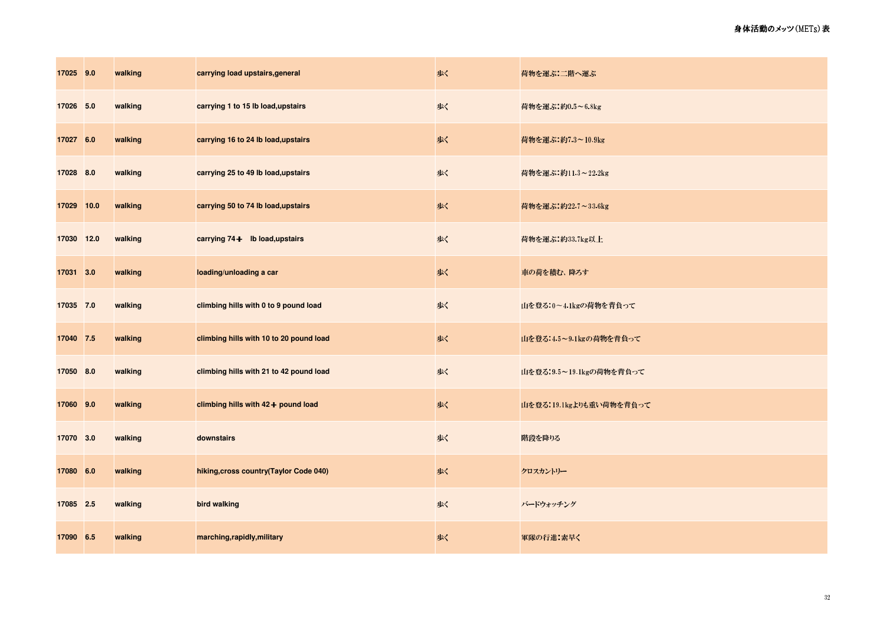| 17025 | 9.0 | walking | carrying load upstairs,general | 歩く | 荷物を運ぶ:二階へ運ぶ |
|---|---|---|---|---|---|
| 17026 | 5.0 | walking | carrying 1 to 15 lb load,upstairs | 歩く | 荷物を運ぶ:約0.5～6.8kg |
| 17027 | 6.0 | walking | carrying 16 to 24 lb load,upstairs | 歩く | 荷物を運ぶ:約7.3～10.9kg |
| 17028 | 8.0 | walking | carrying 25 to 49 lb load,upstairs | 歩く | 荷物を運ぶ:約11.3～22.2kg |
| 17029 | 10.0 | walking | carrying 50 to 74 lb load,upstairs | 歩く | 荷物を運ぶ:約22.7～33.6kg |
| 17030 | 12.0 | walking | carrying 74+ lb load,upstairs | 歩く | 荷物を運ぶ:約33.7kg以上 |
| 17031 | 3.0 | walking | loading/unloading a car | 歩く | 車の荷を積む、降ろす |
| 17035 | 7.0 | walking | climbing hills with 0 to 9 pound load | 歩く | 山を登る:0～4.1kgの荷物を背負って |
| 17040 | 7.5 | walking | climbing hills with 10 to 20 pound load | 歩く | 山を登る:4.5～9.1kgの荷物を背負って |
| 17050 | 8.0 | walking | climbing hills with 21 to 42 pound load | 歩く | 山を登る:9.5～19.1kgの荷物を背負って |
| 17060 | 9.0 | walking | climbing hills with 42+ pound load | 歩く | 山を登る:19.1kgよりも重い荷物を背負って |
| 17070 | 3.0 | walking | downstairs | 歩く | 階段を降りる |
| 17080 | 6.0 | walking | hiking,cross country(Taylor Code 040) | 歩く | クロスカントリー |
| 17085 | 2.5 | walking | bird walking | 歩く | バードウォッチング |
| 17090 | 6.5 | walking | marching,rapidly,military | 歩く | 軍隊の行進:素早く |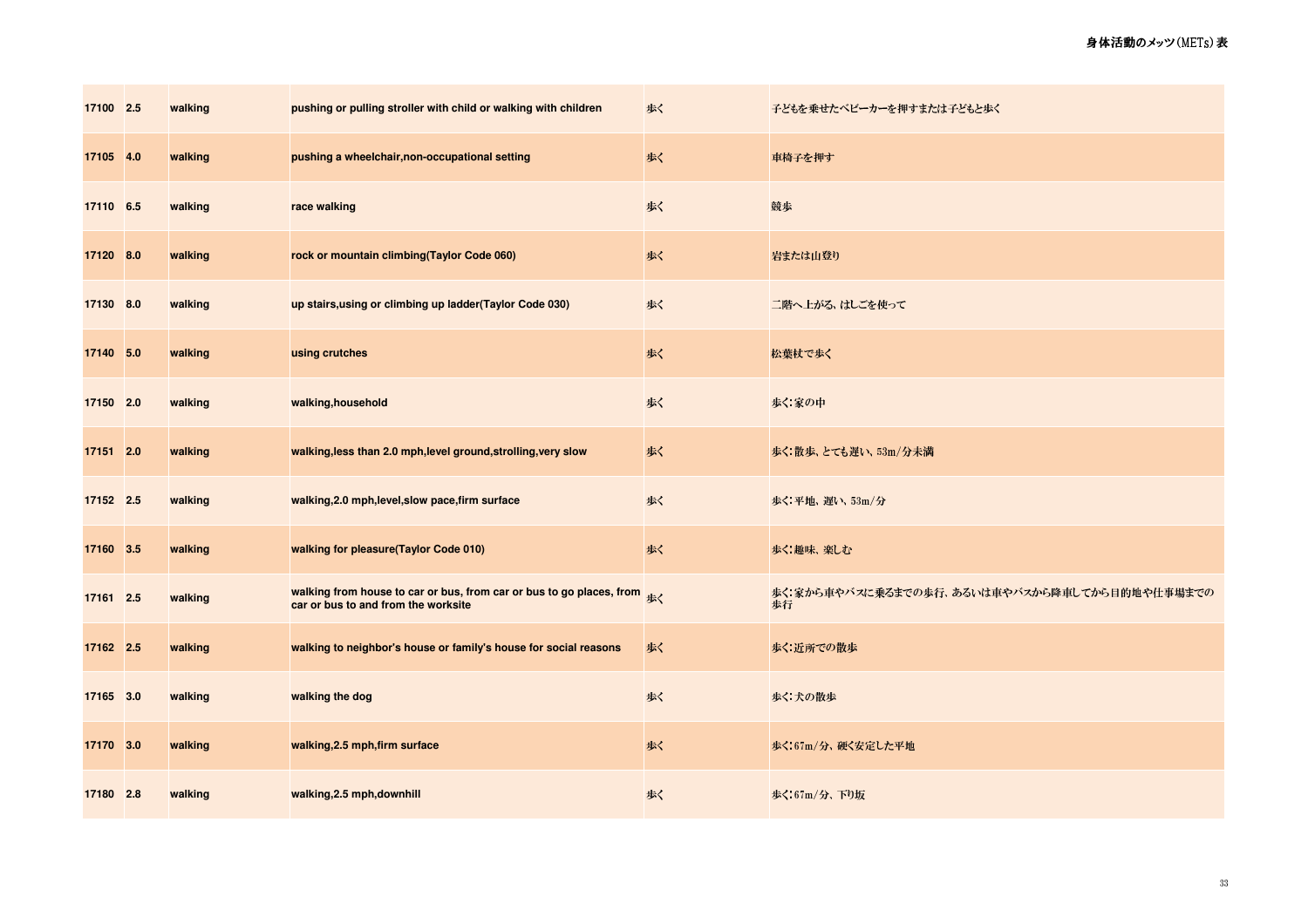| 17100 | 2.5 | walking | pushing or pulling stroller with child or walking with children | 歩く | 子どもを乗せたベビーカーを押すまたは子どもと歩く |
|---|---|---|---|---|---|
| 17105 | 4.0 | walking | pushing a wheelchair,non-occupational setting | 歩く | 車椅子を押す |
| 17110 | 6.5 | walking | race walking | 歩く | 競歩 |
| 17120 | 8.0 | walking | rock or mountain climbing(Taylor Code 060) | 歩く | 岩または山登り |
| 17130 | 8.0 | walking | up stairs,using or climbing up ladder(Taylor Code 030) | 歩く | 二階へ上がる、はしごを使って |
| 17140 | 5.0 | walking | using crutches | 歩く | 松葉杖で歩く |
| 17150 | 2.0 | walking | walking,household | 歩く | 歩く：家の中 |
| 17151 | 2.0 | walking | walking,less than 2.0 mph,level ground,strolling,very slow | 歩く | 歩く：散歩、とても遅い、53m/分未満 |
| 17152 | 2.5 | walking | walking,2.0 mph,level,slow pace,firm surface | 歩く | 歩く：平地、遅い、53m/分 |
| 17160 | 3.5 | walking | walking for pleasure(Taylor Code 010) | 歩く | 歩く：趣味、楽しむ |
| 17161 | 2.5 | walking | walking from house to car or bus, from car or bus to go places, from car or bus to and from the worksite | 歩く | 歩く：家から車やバスに乗るまでの歩行、あるいは車やバスから降車してから目的地や仕事場までの歩行 |
| 17162 | 2.5 | walking | walking to neighbor's house or family's house for social reasons | 歩く | 歩く：近所での散歩 |
| 17165 | 3.0 | walking | walking the dog | 歩く | 歩く：犬の散歩 |
| 17170 | 3.0 | walking | walking,2.5 mph,firm surface | 歩く | 歩く：67m/分、硬く安定した平地 |
| 17180 | 2.8 | walking | walking,2.5 mph,downhill | 歩く | 歩く：67m/分、下り坂 |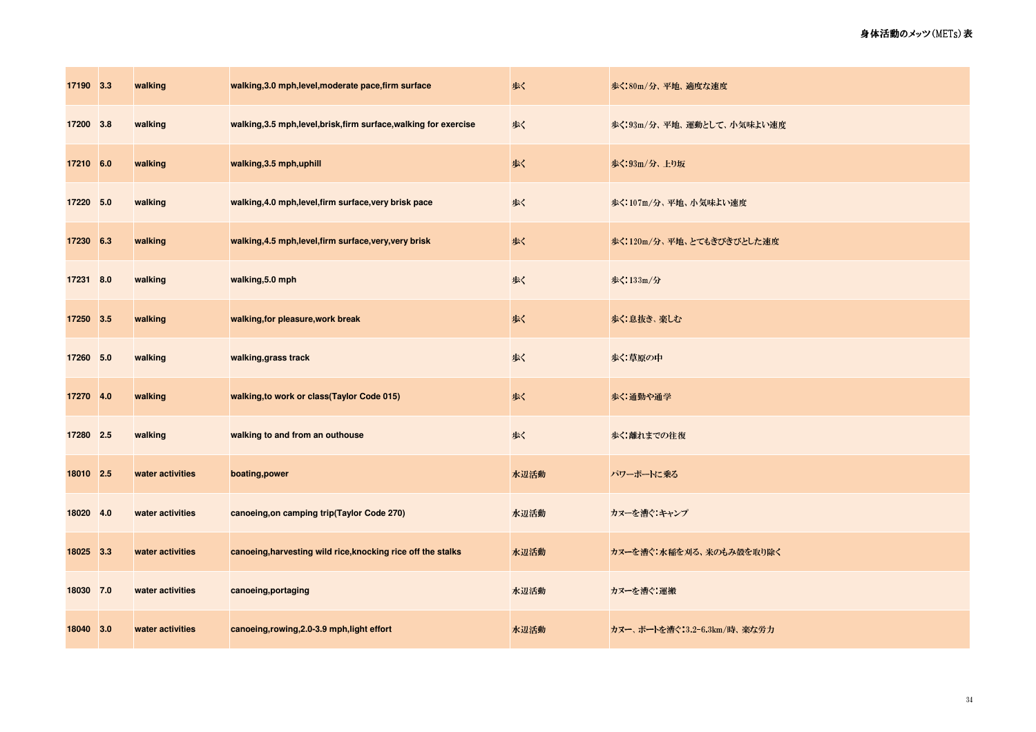| 17190 | 3.3 | walking | walking,3.0 mph,level,moderate pace,firm surface | 歩く | 歩く:80m/分、平地、適度な速度 |
|---|---|---|---|---|---|
| 17200 | 3.8 | walking | walking,3.5 mph,level,brisk,firm surface,walking for exercise | 歩く | 歩く:93m/分、平地、運動として、小気味よい速度 |
| 17210 | 6.0 | walking | walking,3.5 mph,uphill | 歩く | 歩く:93m/分、上り坂 |
| 17220 | 5.0 | walking | walking,4.0 mph,level,firm surface,very brisk pace | 歩く | 歩く:107m/分、平地、小気味よい速度 |
| 17230 | 6.3 | walking | walking,4.5 mph,level,firm surface,very,very brisk | 歩く | 歩く:120m/分、平地、とてもきびきびとした速度 |
| 17231 | 8.0 | walking | walking,5.0 mph | 歩く | 歩く:133m/分 |
| 17250 | 3.5 | walking | walking,for pleasure,work break | 歩く | 歩く:息抜き、楽しむ |
| 17260 | 5.0 | walking | walking,grass track | 歩く | 歩く:草原の中 |
| 17270 | 4.0 | walking | walking,to work or class(Taylor Code 015) | 歩く | 歩く:通勤や通学 |
| 17280 | 2.5 | walking | walking to and from an outhouse | 歩く | 歩く:離れまでの往復 |
| 18010 | 2.5 | water activities | boating,power | 水辺活動 | パワーボートに乗る |
| 18020 | 4.0 | water activities | canoeing,on camping trip(Taylor Code 270) | 水辺活動 | カヌーを漕ぐ:キャンプ |
| 18025 | 3.3 | water activities | canoeing,harvesting wild rice,knocking rice off the stalks | 水辺活動 | カヌーを漕ぐ:水稲を刈る、米のもみ殻を取り除く |
| 18030 | 7.0 | water activities | canoeing,portaging | 水辺活動 | カヌーを漕ぐ:運搬 |
| 18040 | 3.0 | water activities | canoeing,rowing,2.0-3.9 mph,light effort | 水辺活動 | カヌー、ボートを漕ぐ:3.2-6.3km/時、楽な労力 |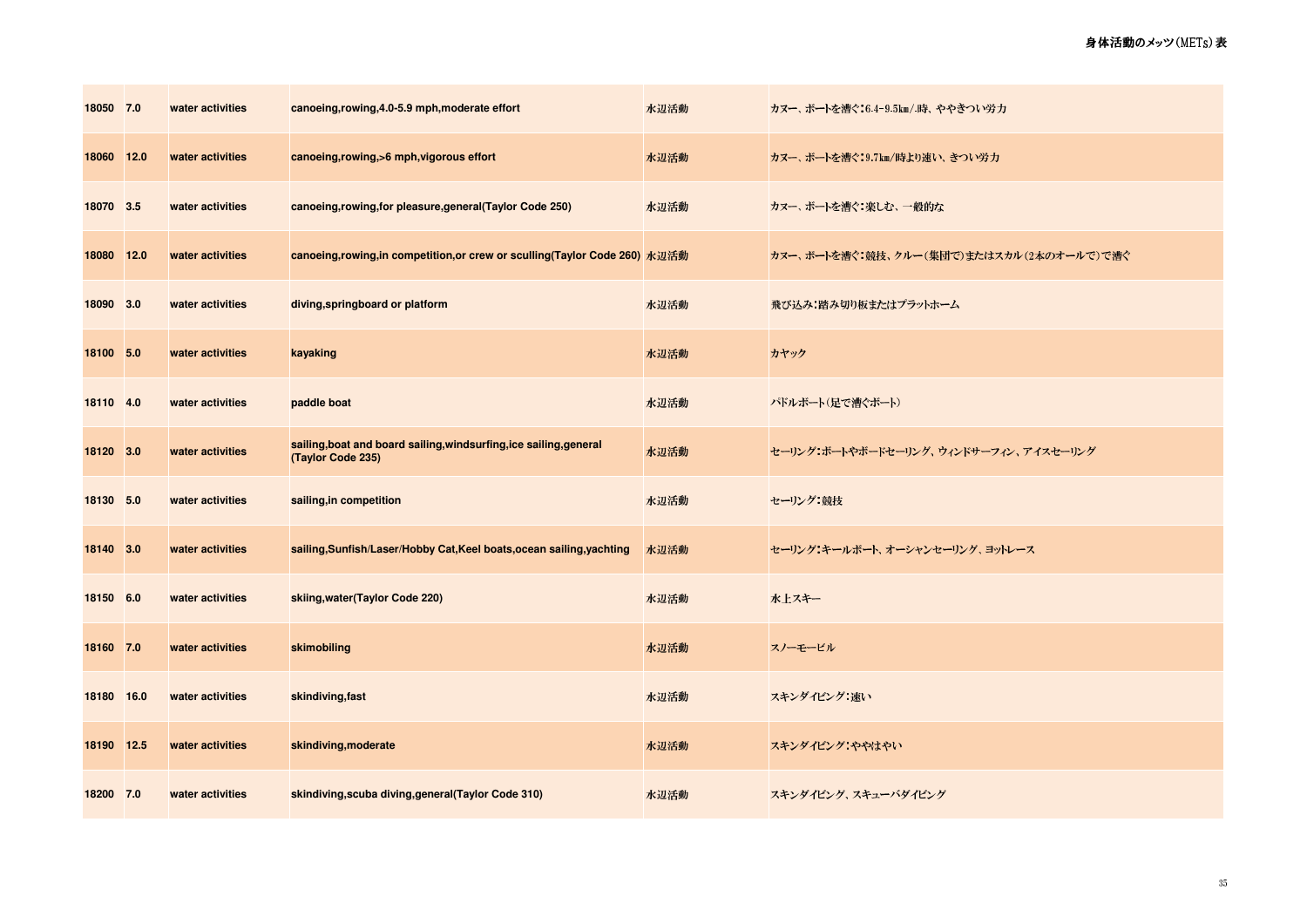| | | | | | |
|---|---|---|---|---|---|
| 18050 | 7.0 | water activities | canoeing,rowing,4.0-5.9 mph,moderate effort | 水辺活動 | カヌー、ボートを漕ぐ：6.4-9.5km/.時、ややきつい労力 |
| 18060 | 12.0 | water activities | canoeing,rowing,>6 mph,vigorous effort | 水辺活動 | カヌー、ボートを漕ぐ：9.7km/時より速い、きつい労力 |
| 18070 | 3.5 | water activities | canoeing,rowing,for pleasure,general(Taylor Code 250) | 水辺活動 | カヌー、ボートを漕ぐ：楽しむ、一般的な |
| 18080 | 12.0 | water activities | canoeing,rowing,in competition,or crew or sculling(Taylor Code 260) | 水辺活動 | カヌー、ボートを漕ぐ：競技、クルー（集団で）またはスカル（2本のオールで）で漕ぐ |
| 18090 | 3.0 | water activities | diving,springboard or platform | 水辺活動 | 飛び込み：踏み切り板またはプラットホーム |
| 18100 | 5.0 | water activities | kayaking | 水辺活動 | カヤック |
| 18110 | 4.0 | water activities | paddle boat | 水辺活動 | パドルボート（足で漕ぐボート） |
| 18120 | 3.0 | water activities | sailing,boat and board sailing,windsurfing,ice sailing,general (Taylor Code 235) | 水辺活動 | セーリング：ボートやボードセーリング、ウィンドサーフィン、アイスセーリング |
| 18130 | 5.0 | water activities | sailing,in competition | 水辺活動 | セーリング：競技 |
| 18140 | 3.0 | water activities | sailing,Sunfish/Laser/Hobby Cat,Keel boats,ocean sailing,yachting | 水辺活動 | セーリング：キールボート、オーシャンセーリング、ヨットレース |
| 18150 | 6.0 | water activities | skiing,water(Taylor Code 220) | 水辺活動 | 水上スキー |
| 18160 | 7.0 | water activities | skimobiling | 水辺活動 | スノーモービル |
| 18180 | 16.0 | water activities | skindiving,fast | 水辺活動 | スキンダイビング：速い |
| 18190 | 12.5 | water activities | skindiving,moderate | 水辺活動 | スキンダイビング：ややはやい |
| 18200 | 7.0 | water activities | skindiving,scuba diving,general(Taylor Code 310) | 水辺活動 | スキンダイビング、スキューバダイビング |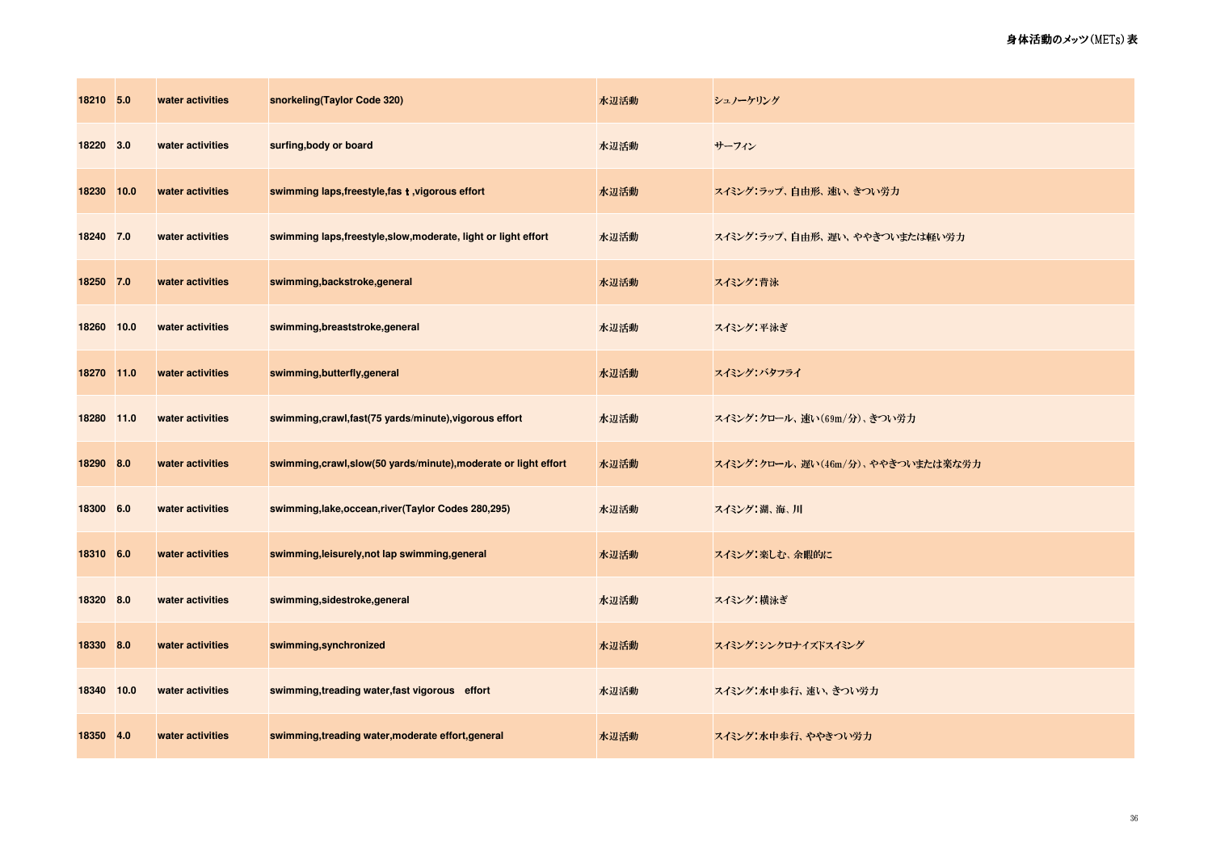| 18210 | 5.0 | water activities | snorkeling(Taylor Code 320) | 水辺活動 | シュノーケリング |
|---|---|---|---|---|---|
| 18220 | 3.0 | water activities | surfing,body or board | 水辺活動 | サーフィン |
| 18230 | 10.0 | water activities | swimming laps,freestyle,fas t ,vigorous effort | 水辺活動 | スイミング：ラップ、自由形、速い、きつい労力 |
| 18240 | 7.0 | water activities | swimming laps,freestyle,slow,moderate, light or light effort | 水辺活動 | スイミング：ラップ、自由形、遅い、ややきついまたは軽い労力 |
| 18250 | 7.0 | water activities | swimming,backstroke,general | 水辺活動 | スイミング：背泳 |
| 18260 | 10.0 | water activities | swimming,breaststroke,general | 水辺活動 | スイミング：平泳ぎ |
| 18270 | 11.0 | water activities | swimming,butterfly,general | 水辺活動 | スイミング：バタフライ |
| 18280 | 11.0 | water activities | swimming,crawl,fast(75 yards/minute),vigorous effort | 水辺活動 | スイミング：クロール、速い(69m/分)、きつい労力 |
| 18290 | 8.0 | water activities | swimming,crawl,slow(50 yards/minute),moderate or light effort | 水辺活動 | スイミング：クロール、遅い(46m/分)、ややきついまたは楽な労力 |
| 18300 | 6.0 | water activities | swimming,lake,occean,river(Taylor Codes 280,295) | 水辺活動 | スイミング：湖、海、川 |
| 18310 | 6.0 | water activities | swimming,leisurely,not lap swimming,general | 水辺活動 | スイミング：楽しむ、余暇的に |
| 18320 | 8.0 | water activities | swimming,sidestroke,general | 水辺活動 | スイミング：横泳ぎ |
| 18330 | 8.0 | water activities | swimming,synchronized | 水辺活動 | スイミング：シンクロナイズドスイミング |
| 18340 | 10.0 | water activities | swimming,treading water,fast vigorous effort | 水辺活動 | スイミング：水中歩行、速い、きつい労力 |
| 18350 | 4.0 | water activities | swimming,treading water,moderate effort,general | 水辺活動 | スイミング：水中歩行、ややきつい労力 |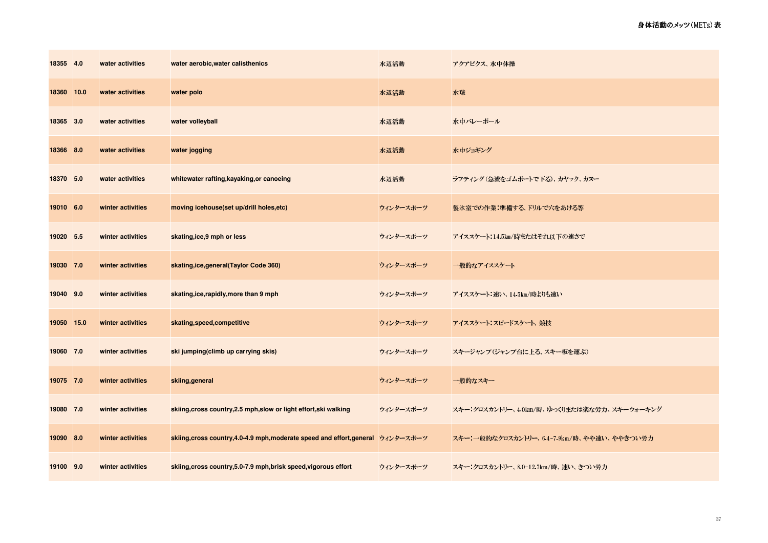| 18355 | 4.0 | water activities | water aerobic,water calisthenics | 水辺活動 | アクアビクス、水中体操 |
|---|---|---|---|---|---|
| 18360 | 10.0 | water activities | water polo | 水辺活動 | 水球 |
| 18365 | 3.0 | water activities | water volleyball | 水辺活動 | 水中バレーボール |
| 18366 | 8.0 | water activities | water jogging | 水辺活動 | 水中ジョギング |
| 18370 | 5.0 | water activities | whitewater rafting,kayaking,or canoeing | 水辺活動 | ラフティング（急流をゴムボートで下る）、カヤック、カヌー |
| 19010 | 6.0 | winter activities | moving icehouse(set up/drill holes,etc) | ウィンタースポーツ | 製氷室での作業：準備する、ドリルで穴をあける等 |
| 19020 | 5.5 | winter activities | skating,ice,9 mph or less | ウィンタースポーツ | アイススケート：14.5km/時またはそれ以下の速さで |
| 19030 | 7.0 | winter activities | skating,ice,general(Taylor Code 360) | ウィンタースポーツ | 一般的なアイススケート |
| 19040 | 9.0 | winter activities | skating,ice,rapidly,more than 9 mph | ウィンタースポーツ | アイススケート：速い、14.5km/時よりも速い |
| 19050 | 15.0 | winter activities | skating,speed,competitive | ウィンタースポーツ | アイススケート：スピードスケート、競技 |
| 19060 | 7.0 | winter activities | ski jumping(climb up carrying skis) | ウィンタースポーツ | スキージャンプ（ジャンプ台に上る、スキー板を運ぶ） |
| 19075 | 7.0 | winter activities | skiing,general | ウィンタースポーツ | 一般的なスキー |
| 19080 | 7.0 | winter activities | skiing,cross country,2.5 mph,slow or light effort,ski walking | ウィンタースポーツ | スキー：クロスカントリー、4.0km/時、ゆっくりまたは楽な労力、スキーウォーキング |
| 19090 | 8.0 | winter activities | skiing,cross country,4.0-4.9 mph,moderate speed and effort,general | ウィンタースポーツ | スキー：一般的なクロスカントリー、6.4-7.9km/時、やや速い、ややきつい労力 |
| 19100 | 9.0 | winter activities | skiing,cross country,5.0-7.9 mph,brisk speed,vigorous effort | ウィンタースポーツ | スキー：クロスカントリー、8.0-12.7km/時、速い、きつい労力 |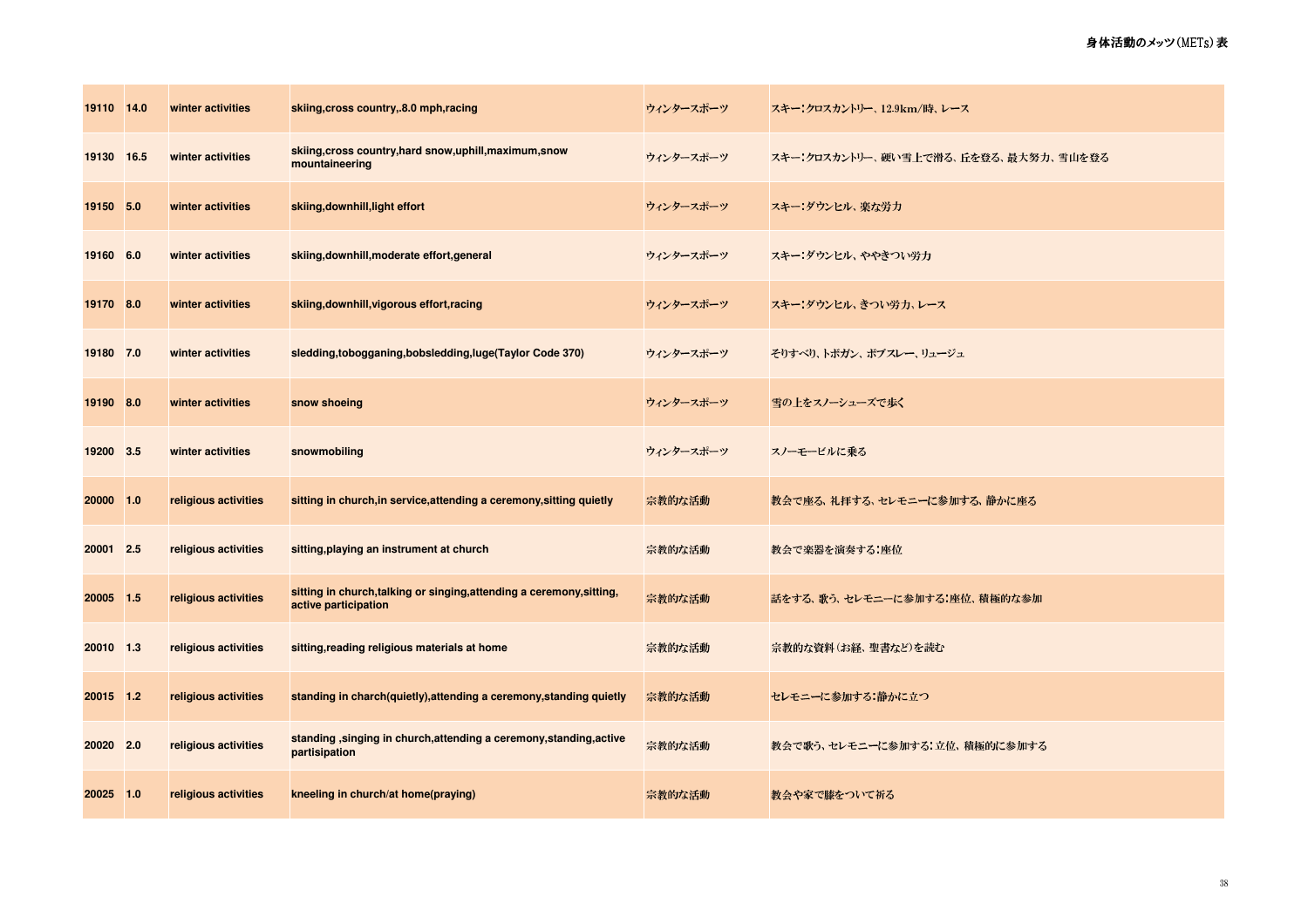| 19110 | 14.0 | winter activities | skiing,cross country,.8.0 mph,racing | ウィンタースポーツ | スキー：クロスカントリー、12.9km/時、レース |
|---|---|---|---|---|---|
| 19130 | 16.5 | winter activities | skiing,cross country,hard snow,uphill,maximum,snow mountaineering | ウィンタースポーツ | スキー：クロスカントリー、硬い雪上で滑る、丘を登る、最大努力、雪山を登る |
| 19150 | 5.0 | winter activities | skiing,downhill,light effort | ウィンタースポーツ | スキー：ダウンヒル、楽な労力 |
| 19160 | 6.0 | winter activities | skiing,downhill,moderate effort,general | ウィンタースポーツ | スキー：ダウンヒル、ややきつい労力 |
| 19170 | 8.0 | winter activities | skiing,downhill,vigorous effort,racing | ウィンタースポーツ | スキー：ダウンヒル、きつい労力、レース |
| 19180 | 7.0 | winter activities | sledding,tobogganing,bobsledding,luge(Taylor Code 370) | ウィンタースポーツ | そりすべり、トボガン、ボブスレー、リュージュ |
| 19190 | 8.0 | winter activities | snow shoeing | ウィンタースポーツ | 雪の上をスノーシューズで歩く |
| 19200 | 3.5 | winter activities | snowmobiling | ウィンタースポーツ | スノーモービルに乗る |
| 20000 | 1.0 | religious activities | sitting in church,in service,attending a ceremony,sitting quietly | 宗教的な活動 | 教会で座る、礼拝する、セレモニーに参加する、静かに座る |
| 20001 | 2.5 | religious activities | sitting,playing an instrument at church | 宗教的な活動 | 教会で楽器を演奏する：座位 |
| 20005 | 1.5 | religious activities | sitting in church,talking or singing,attending a ceremony,sitting, active participation | 宗教的な活動 | 話をする、歌う、セレモニーに参加する：座位、積極的な参加 |
| 20010 | 1.3 | religious activities | sitting,reading religious materials at home | 宗教的な活動 | 宗教的な資料（お経、聖書など）を読む |
| 20015 | 1.2 | religious activities | standing in charch(quietly),attending a ceremony,standing quietly | 宗教的な活動 | セレモニーに参加する：静かに立つ |
| 20020 | 2.0 | religious activities | standing ,singing in church,attending a ceremony,standing,active partisipation | 宗教的な活動 | 教会で歌う、セレモニーに参加する：立位、積極的に参加する |
| 20025 | 1.0 | religious activities | kneeling in church/at home(praying) | 宗教的な活動 | 教会や家で膝をついて祈る |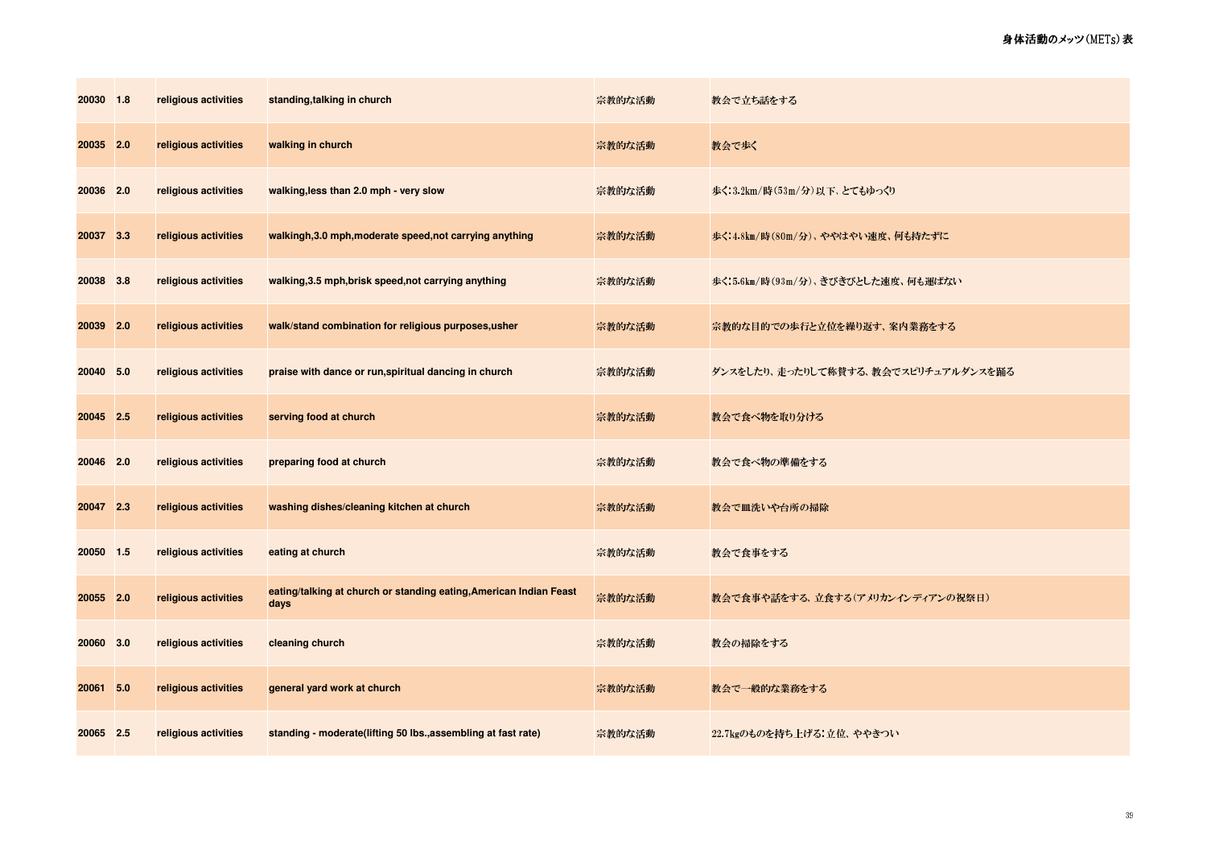| 20030 | 1.8 | religious activities | standing,talking in church | 宗教的な活動 | 教会で立ち話をする |
|---|---|---|---|---|---|
| 20035 | 2.0 | religious activities | walking in church | 宗教的な活動 | 教会で歩く |
| 20036 | 2.0 | religious activities | walking,less than 2.0 mph - very slow | 宗教的な活動 | 歩く：3.2km/時（53m/分）以下、とてもゆっくり |
| 20037 | 3.3 | religious activities | walkingh,3.0 mph,moderate speed,not carrying anything | 宗教的な活動 | 歩く：4.8km/時（80m/分）、ややはやい速度、何も持たずに |
| 20038 | 3.8 | religious activities | walking,3.5 mph,brisk speed,not carrying anything | 宗教的な活動 | 歩く：5.6km/時（93m/分）、きびきびとした速度、何も運ばない |
| 20039 | 2.0 | religious activities | walk/stand combination for religious purposes,usher | 宗教的な活動 | 宗教的な目的での歩行と立位を繰り返す、案内業務をする |
| 20040 | 5.0 | religious activities | praise with dance or run,spiritual dancing in church | 宗教的な活動 | ダンスをしたり、走ったりして称賛する、教会でスピリチュアルダンスを踊る |
| 20045 | 2.5 | religious activities | serving food at church | 宗教的な活動 | 教会で食べ物を取り分ける |
| 20046 | 2.0 | religious activities | preparing food at church | 宗教的な活動 | 教会で食べ物の準備をする |
| 20047 | 2.3 | religious activities | washing dishes/cleaning kitchen at church | 宗教的な活動 | 教会で皿洗いや台所の掃除 |
| 20050 | 1.5 | religious activities | eating at church | 宗教的な活動 | 教会で食事をする |
| 20055 | 2.0 | religious activities | eating/talking at church or standing eating,American Indian Feast days | 宗教的な活動 | 教会で食事や話をする、立食する（アメリカンインディアンの祝祭日） |
| 20060 | 3.0 | religious activities | cleaning church | 宗教的な活動 | 教会の掃除をする |
| 20061 | 5.0 | religious activities | general yard work at church | 宗教的な活動 | 教会で一般的な業務をする |
| 20065 | 2.5 | religious activities | standing - moderate(lifting 50 lbs.,assembling at fast rate) | 宗教的な活動 | 22.7kgのものを持ち上げる：立位、ややきつい |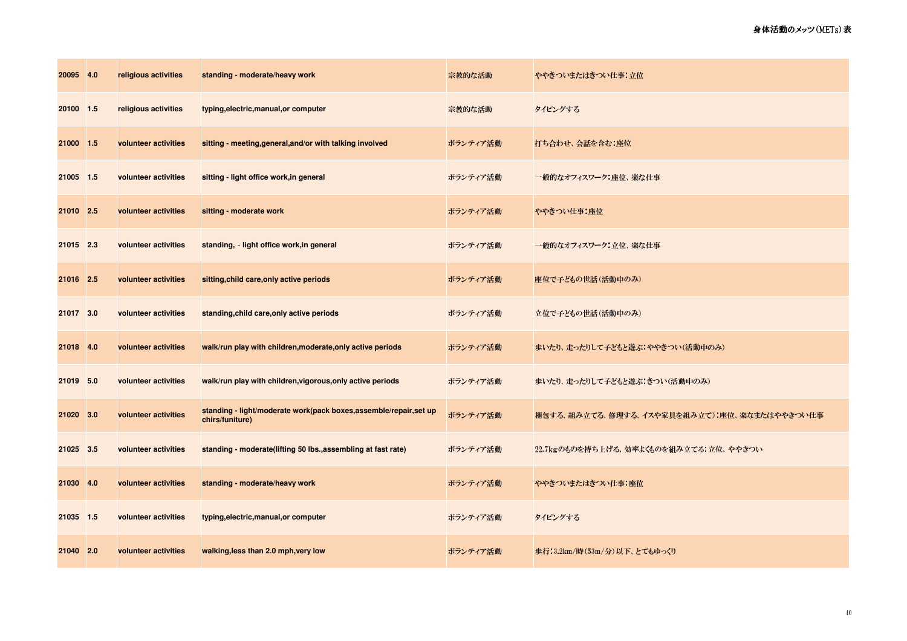| 20095 | 4.0 | religious activities | standing - moderate/heavy work | 宗教的な活動 | ややきついまたはきつい仕事：立位 |
|---|---|---|---|---|---|
| 20100 | 1.5 | religious activities | typing,electric,manual,or computer | 宗教的な活動 | タイピングする |
| 21000 | 1.5 | volunteer activities | sitting - meeting,general,and/or with talking involved | ボランティア活動 | 打ち合わせ、会話を含む：座位 |
| 21005 | 1.5 | volunteer activities | sitting - light office work,in general | ボランティア活動 | 一般的なオフィスワーク：座位，楽な仕事 |
| 21010 | 2.5 | volunteer activities | sitting - moderate work | ボランティア活動 | ややきつい仕事：座位 |
| 21015 | 2.3 | volunteer activities | standing, - light office work,in general | ボランティア活動 | 一般的なオフィスワーク：立位，楽な仕事 |
| 21016 | 2.5 | volunteer activities | sitting,child care,only active periods | ボランティア活動 | 座位で子どもの世話（活動中のみ） |
| 21017 | 3.0 | volunteer activities | standing,child care,only active periods | ボランティア活動 | 立位で子どもの世話（活動中のみ） |
| 21018 | 4.0 | volunteer activities | walk/run play with children,moderate,only active periods | ボランティア活動 | 歩いたり、走ったりして子どもと遊ぶ：ややきつい（活動中のみ） |
| 21019 | 5.0 | volunteer activities | walk/run play with children,vigorous,only active periods | ボランティア活動 | 歩いたり、走ったりして子どもと遊ぶ：きつい（活動中のみ） |
| 21020 | 3.0 | volunteer activities | standing - light/moderate work(pack boxes,assemble/repair,set up chirs/funiture) | ボランティア活動 | 梱包する、組み立てる、修理する、イスや家具を組み立て）：座位、楽なまたはややきつい仕事 |
| 21025 | 3.5 | volunteer activities | standing - moderate(lifting 50 lbs.,assembling at fast rate) | ボランティア活動 | 22.7kgのものを持ち上げる、効率よくものを組み立てる：立位、ややきつい |
| 21030 | 4.0 | volunteer activities | standing - moderate/heavy work | ボランティア活動 | ややきついまたはきつい仕事：座位 |
| 21035 | 1.5 | volunteer activities | typing,electric,manual,or computer | ボランティア活動 | タイピングする |
| 21040 | 2.0 | volunteer activities | walking,less than 2.0 mph,very low | ボランティア活動 | 歩行：3.2km/時（53m/分）以下、とてもゆっくり |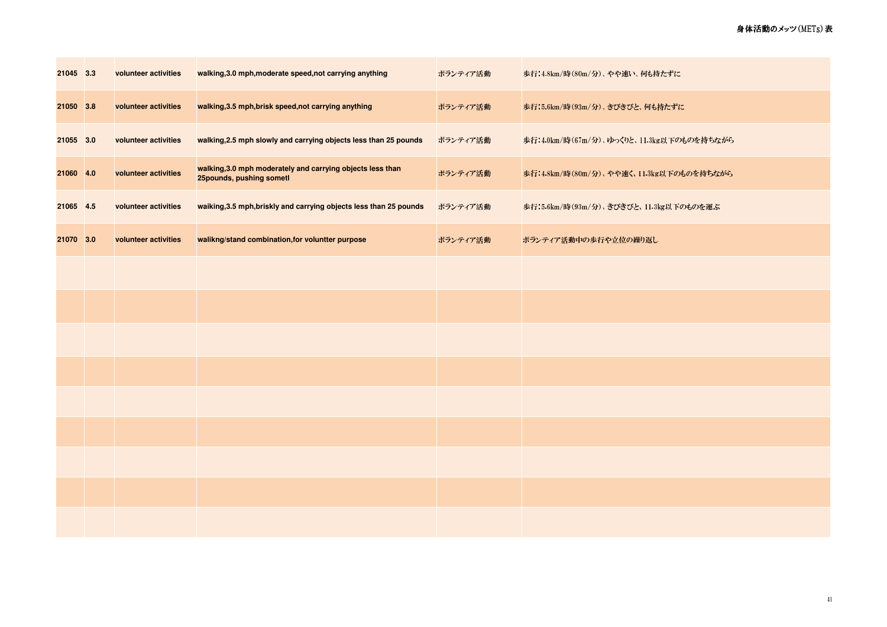| | | | | | |
|---|---|---|---|---|---|
| 21045 | 3.3 | volunteer activities | walking,3.0 mph,moderate speed,not carrying anything | ボランティア活動 | 歩行：4.8km/時（80m/分）、やや速い、何も持たずに |
| 21050 | 3.8 | volunteer activities | walking,3.5 mph,brisk speed,not carrying anything | ボランティア活動 | 歩行：5.6km/時（93m/分）、きびきびと、何も持たずに |
| 21055 | 3.0 | volunteer activities | walking,2.5 mph slowly and carrying objects less than 25 pounds | ボランティア活動 | 歩行：4.0km/時（67m/分）、ゆっくりと、11.3kg以下のものを持ちながら |
| 21060 | 4.0 | volunteer activities | walking,3.0 mph moderately and carrying objects less than 25pounds, pushing sometl | ボランティア活動 | 歩行：4.8km/時（80m/分）、やや速く、11.3kg以下のものを持ちながら |
| 21065 | 4.5 | volunteer activities | walking,3.5 mph,briskly and carrying objects less than 25 pounds | ボランティア活動 | 歩行：5.6km/時（93m/分）、きびきびと、11.3kg以下のものを運ぶ |
| 21070 | 3.0 | volunteer activities | walikng/stand combination,for voluntter purpose | ボランティア活動 | ボランティア活動中の歩行や立位の繰り返し |